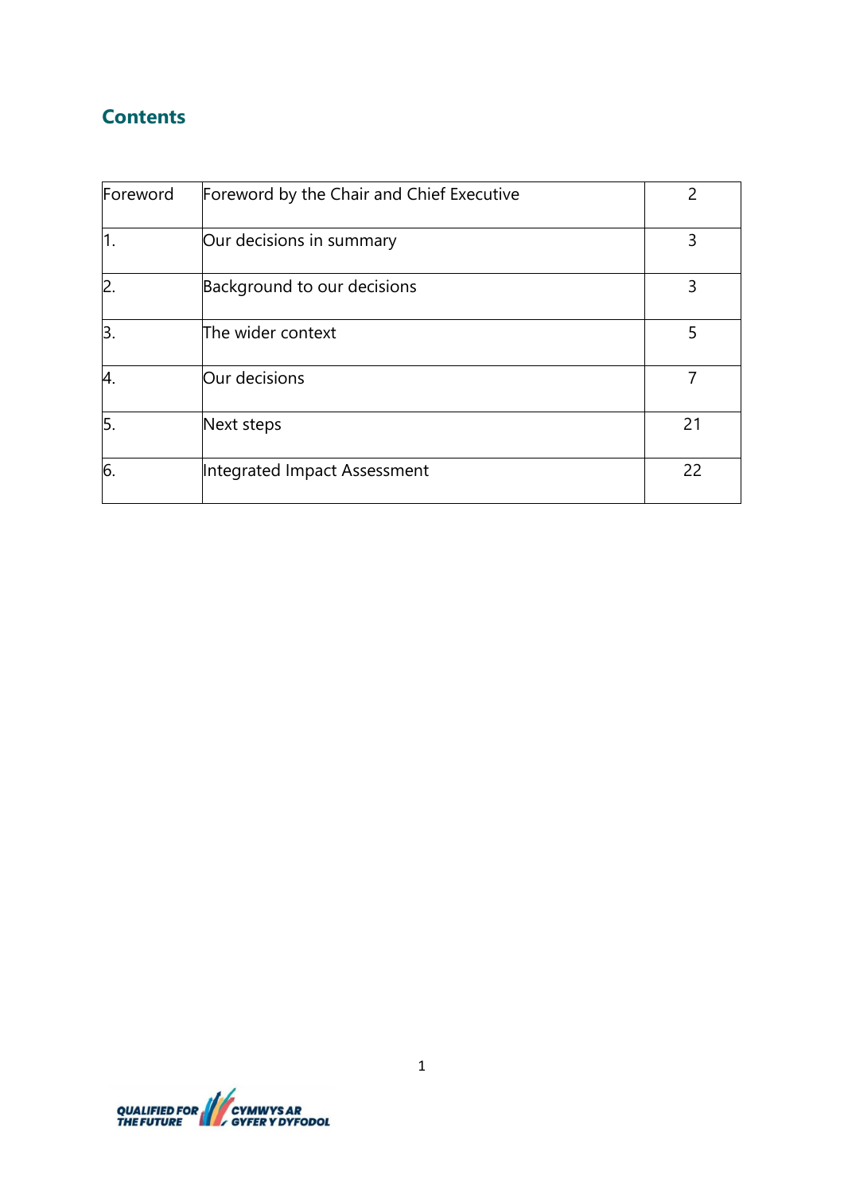## Contents

| | | |
|---|---|---|
| Foreword | Foreword by the Chair and Chief Executive | 2 |
| 1. | Our decisions in summary | 3 |
| 2. | Background to our decisions | 3 |
| 3. | The wider context | 5 |
| 4. | Our decisions | 7 |
| 5. | Next steps | 21 |
| 6. | Integrated Impact Assessment | 22 |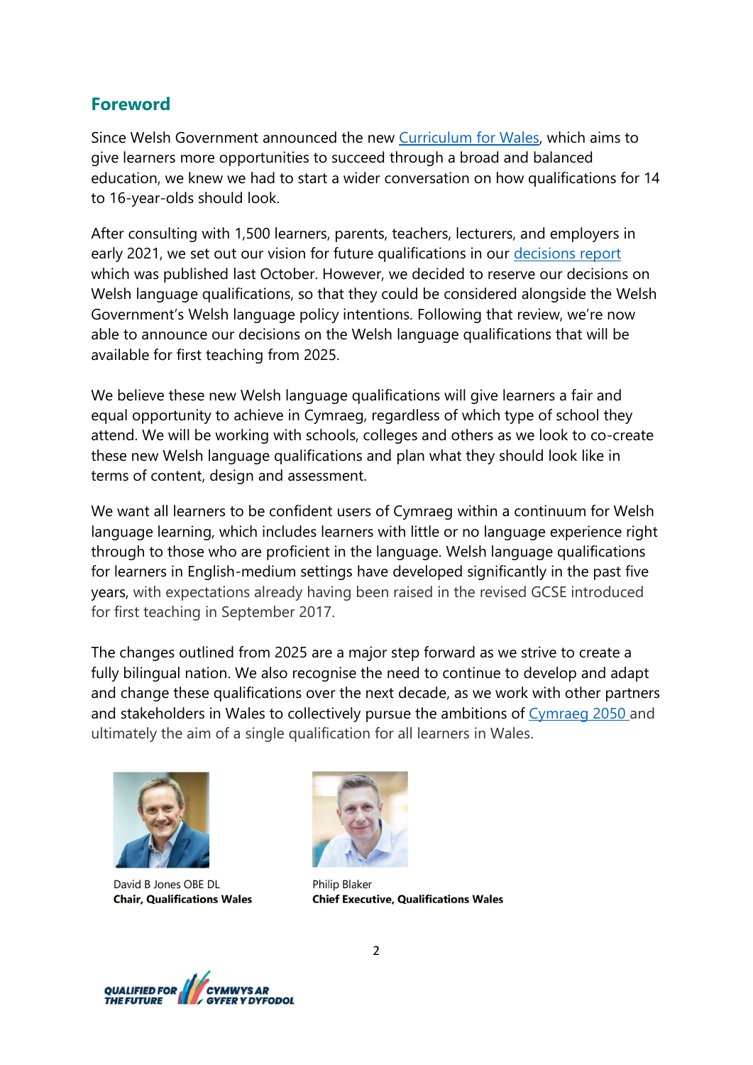## Foreword

Since Welsh Government announced the new Curriculum for Wales, which aims to give learners more opportunities to succeed through a broad and balanced education, we knew we had to start a wider conversation on how qualifications for 14 to 16-year-olds should look.

After consulting with 1,500 learners, parents, teachers, lecturers, and employers in early 2021, we set out our vision for future qualifications in our decisions report which was published last October. However, we decided to reserve our decisions on Welsh language qualifications, so that they could be considered alongside the Welsh Government's Welsh language policy intentions. Following that review, we're now able to announce our decisions on the Welsh language qualifications that will be available for first teaching from 2025.

We believe these new Welsh language qualifications will give learners a fair and equal opportunity to achieve in Cymraeg, regardless of which type of school they attend. We will be working with schools, colleges and others as we look to co-create these new Welsh language qualifications and plan what they should look like in terms of content, design and assessment.

We want all learners to be confident users of Cymraeg within a continuum for Welsh language learning, which includes learners with little or no language experience right through to those who are proficient in the language. Welsh language qualifications for learners in English-medium settings have developed significantly in the past five years, with expectations already having been raised in the revised GCSE introduced for first teaching in September 2017.

The changes outlined from 2025 are a major step forward as we strive to create a fully bilingual nation. We also recognise the need to continue to develop and adapt and change these qualifications over the next decade, as we work with other partners and stakeholders in Wales to collectively pursue the ambitions of Cymraeg 2050 and ultimately the aim of a single qualification for all learners in Wales.

David B Jones OBE DL
**Chair, Qualifications Wales**

Philip Blaker
**Chief Executive, Qualifications Wales**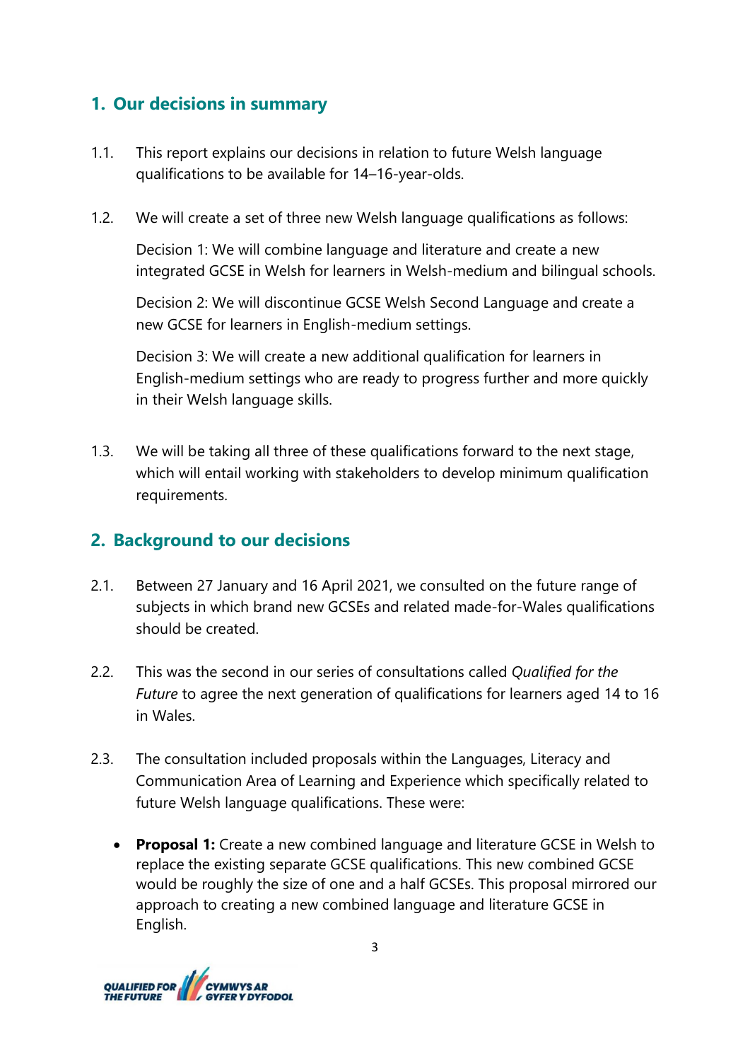## 1. Our decisions in summary

1.1. This report explains our decisions in relation to future Welsh language qualifications to be available for 14–16-year-olds.

1.2. We will create a set of three new Welsh language qualifications as follows:

Decision 1: We will combine language and literature and create a new integrated GCSE in Welsh for learners in Welsh-medium and bilingual schools.

Decision 2: We will discontinue GCSE Welsh Second Language and create a new GCSE for learners in English-medium settings.

Decision 3: We will create a new additional qualification for learners in English-medium settings who are ready to progress further and more quickly in their Welsh language skills.

1.3. We will be taking all three of these qualifications forward to the next stage, which will entail working with stakeholders to develop minimum qualification requirements.

## 2. Background to our decisions

2.1. Between 27 January and 16 April 2021, we consulted on the future range of subjects in which brand new GCSEs and related made-for-Wales qualifications should be created.

2.2. This was the second in our series of consultations called *Qualified for the Future* to agree the next generation of qualifications for learners aged 14 to 16 in Wales.

2.3. The consultation included proposals within the Languages, Literacy and Communication Area of Learning and Experience which specifically related to future Welsh language qualifications. These were:

- **Proposal 1:** Create a new combined language and literature GCSE in Welsh to replace the existing separate GCSE qualifications. This new combined GCSE would be roughly the size of one and a half GCSEs. This proposal mirrored our approach to creating a new combined language and literature GCSE in English.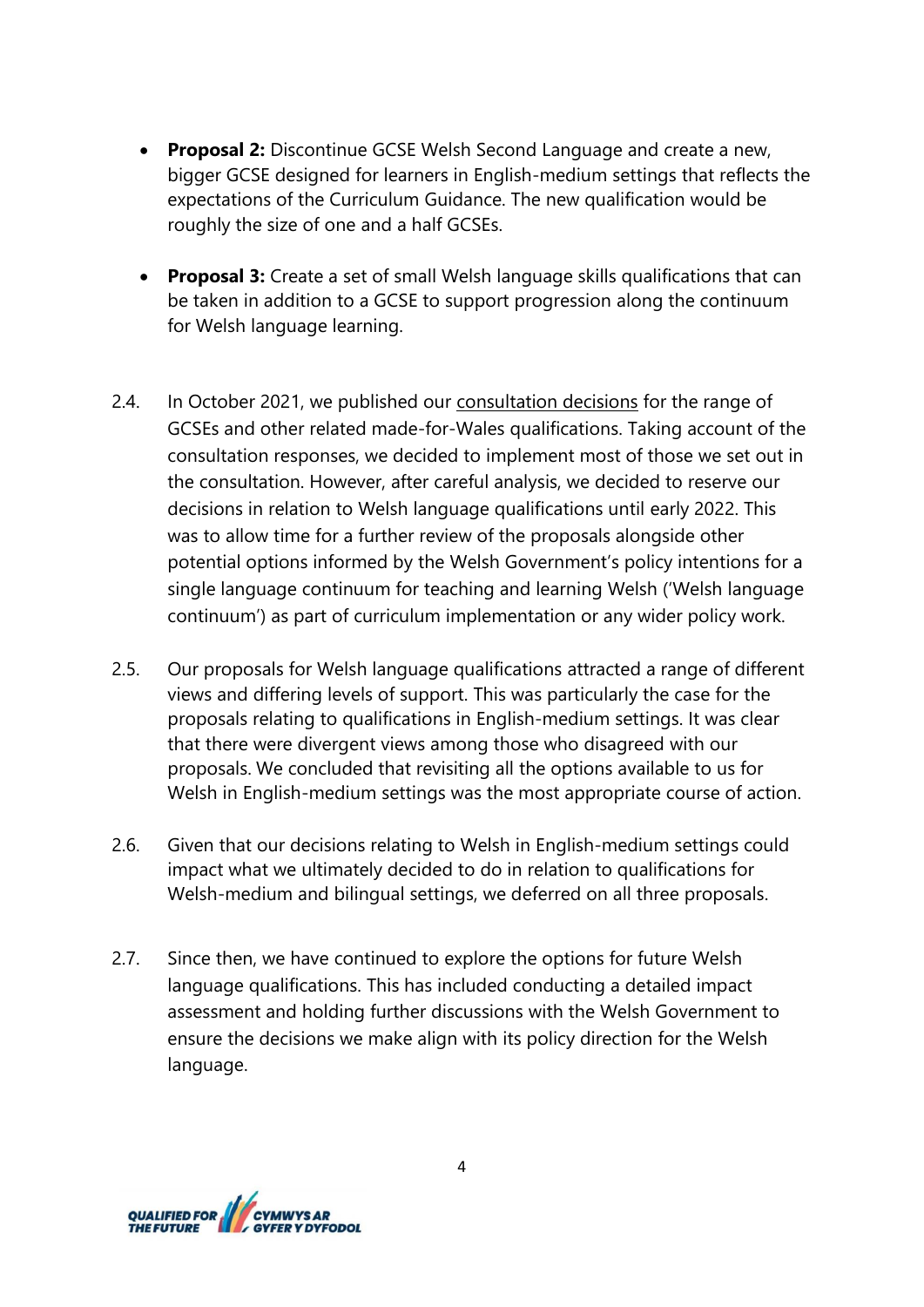- **Proposal 2:** Discontinue GCSE Welsh Second Language and create a new, bigger GCSE designed for learners in English-medium settings that reflects the expectations of the Curriculum Guidance. The new qualification would be roughly the size of one and a half GCSEs.

- **Proposal 3:** Create a set of small Welsh language skills qualifications that can be taken in addition to a GCSE to support progression along the continuum for Welsh language learning.

2.4. In October 2021, we published our consultation decisions for the range of GCSEs and other related made-for-Wales qualifications. Taking account of the consultation responses, we decided to implement most of those we set out in the consultation. However, after careful analysis, we decided to reserve our decisions in relation to Welsh language qualifications until early 2022. This was to allow time for a further review of the proposals alongside other potential options informed by the Welsh Government's policy intentions for a single language continuum for teaching and learning Welsh ('Welsh language continuum') as part of curriculum implementation or any wider policy work.

2.5. Our proposals for Welsh language qualifications attracted a range of different views and differing levels of support. This was particularly the case for the proposals relating to qualifications in English-medium settings. It was clear that there were divergent views among those who disagreed with our proposals. We concluded that revisiting all the options available to us for Welsh in English-medium settings was the most appropriate course of action.

2.6. Given that our decisions relating to Welsh in English-medium settings could impact what we ultimately decided to do in relation to qualifications for Welsh-medium and bilingual settings, we deferred on all three proposals.

2.7. Since then, we have continued to explore the options for future Welsh language qualifications. This has included conducting a detailed impact assessment and holding further discussions with the Welsh Government to ensure the decisions we make align with its policy direction for the Welsh language.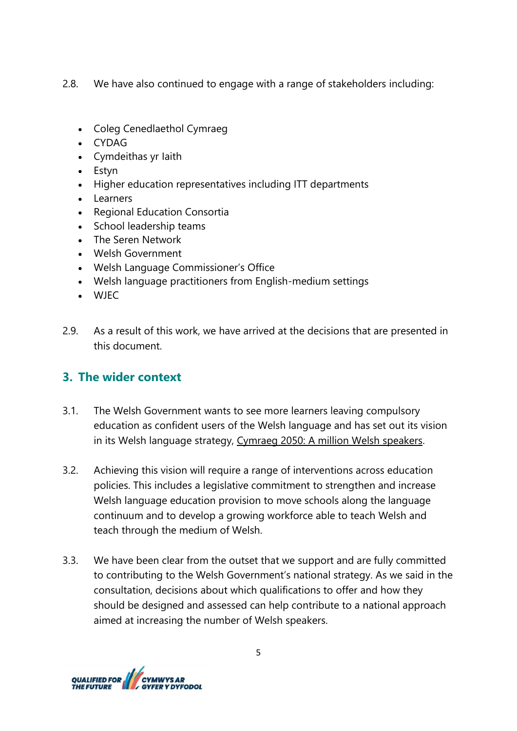2.8. We have also continued to engage with a range of stakeholders including:

- Coleg Cenedlaethol Cymraeg
- CYDAG
- Cymdeithas yr Iaith
- Estyn
- Higher education representatives including ITT departments
- Learners
- Regional Education Consortia
- School leadership teams
- The Seren Network
- Welsh Government
- Welsh Language Commissioner's Office
- Welsh language practitioners from English-medium settings
- WJEC

2.9. As a result of this work, we have arrived at the decisions that are presented in this document.

## 3. The wider context

3.1. The Welsh Government wants to see more learners leaving compulsory education as confident users of the Welsh language and has set out its vision in its Welsh language strategy, Cymraeg 2050: A million Welsh speakers.

3.2. Achieving this vision will require a range of interventions across education policies. This includes a legislative commitment to strengthen and increase Welsh language education provision to move schools along the language continuum and to develop a growing workforce able to teach Welsh and teach through the medium of Welsh.

3.3. We have been clear from the outset that we support and are fully committed to contributing to the Welsh Government's national strategy. As we said in the consultation, decisions about which qualifications to offer and how they should be designed and assessed can help contribute to a national approach aimed at increasing the number of Welsh speakers.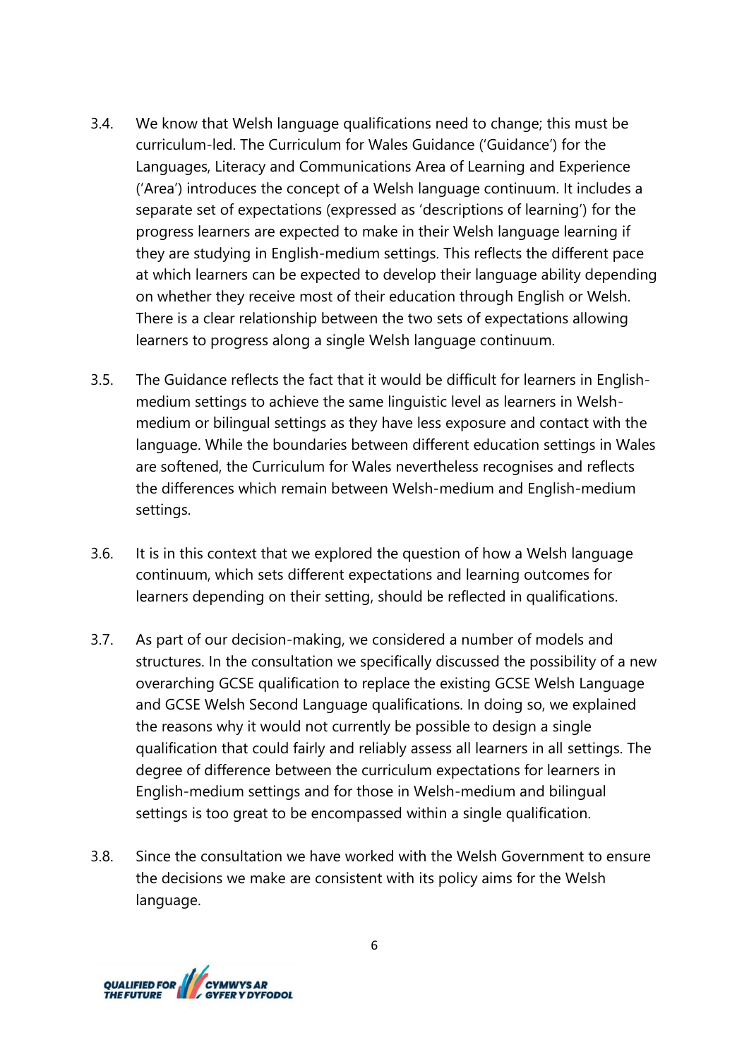3.4. We know that Welsh language qualifications need to change; this must be curriculum-led. The Curriculum for Wales Guidance ('Guidance') for the Languages, Literacy and Communications Area of Learning and Experience ('Area') introduces the concept of a Welsh language continuum. It includes a separate set of expectations (expressed as 'descriptions of learning') for the progress learners are expected to make in their Welsh language learning if they are studying in English-medium settings. This reflects the different pace at which learners can be expected to develop their language ability depending on whether they receive most of their education through English or Welsh. There is a clear relationship between the two sets of expectations allowing learners to progress along a single Welsh language continuum.

3.5. The Guidance reflects the fact that it would be difficult for learners in English-medium settings to achieve the same linguistic level as learners in Welsh-medium or bilingual settings as they have less exposure and contact with the language. While the boundaries between different education settings in Wales are softened, the Curriculum for Wales nevertheless recognises and reflects the differences which remain between Welsh-medium and English-medium settings.

3.6. It is in this context that we explored the question of how a Welsh language continuum, which sets different expectations and learning outcomes for learners depending on their setting, should be reflected in qualifications.

3.7. As part of our decision-making, we considered a number of models and structures. In the consultation we specifically discussed the possibility of a new overarching GCSE qualification to replace the existing GCSE Welsh Language and GCSE Welsh Second Language qualifications. In doing so, we explained the reasons why it would not currently be possible to design a single qualification that could fairly and reliably assess all learners in all settings. The degree of difference between the curriculum expectations for learners in English-medium settings and for those in Welsh-medium and bilingual settings is too great to be encompassed within a single qualification.

3.8. Since the consultation we have worked with the Welsh Government to ensure the decisions we make are consistent with its policy aims for the Welsh language.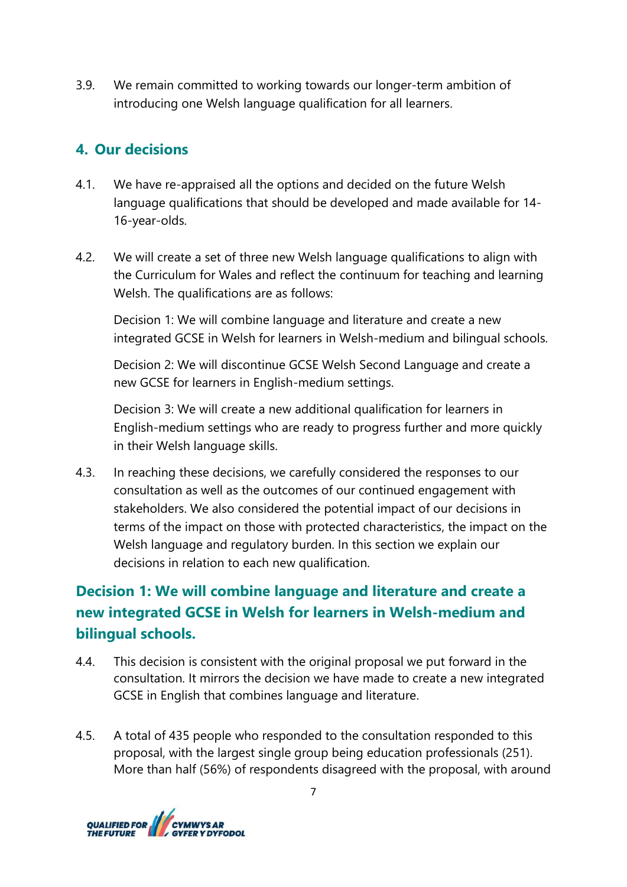3.9. We remain committed to working towards our longer-term ambition of introducing one Welsh language qualification for all learners.

## 4. Our decisions

4.1. We have re-appraised all the options and decided on the future Welsh language qualifications that should be developed and made available for 14-16-year-olds.

4.2. We will create a set of three new Welsh language qualifications to align with the Curriculum for Wales and reflect the continuum for teaching and learning Welsh. The qualifications are as follows:

Decision 1: We will combine language and literature and create a new integrated GCSE in Welsh for learners in Welsh-medium and bilingual schools.

Decision 2: We will discontinue GCSE Welsh Second Language and create a new GCSE for learners in English-medium settings.

Decision 3: We will create a new additional qualification for learners in English-medium settings who are ready to progress further and more quickly in their Welsh language skills.

4.3. In reaching these decisions, we carefully considered the responses to our consultation as well as the outcomes of our continued engagement with stakeholders. We also considered the potential impact of our decisions in terms of the impact on those with protected characteristics, the impact on the Welsh language and regulatory burden. In this section we explain our decisions in relation to each new qualification.

### Decision 1: We will combine language and literature and create a new integrated GCSE in Welsh for learners in Welsh-medium and bilingual schools.

4.4. This decision is consistent with the original proposal we put forward in the consultation. It mirrors the decision we have made to create a new integrated GCSE in English that combines language and literature.

4.5. A total of 435 people who responded to the consultation responded to this proposal, with the largest single group being education professionals (251). More than half (56%) of respondents disagreed with the proposal, with around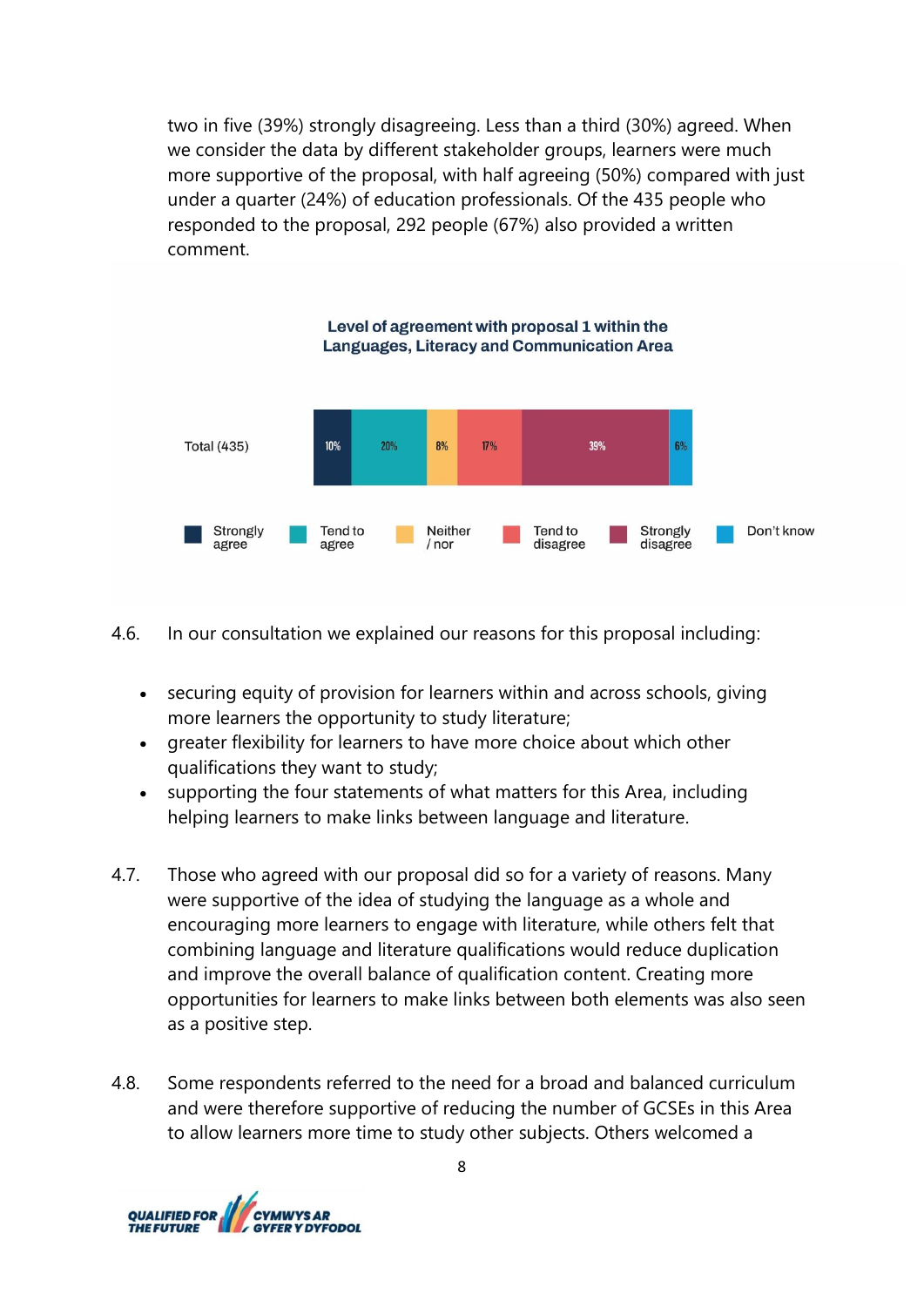two in five (39%) strongly disagreeing. Less than a third (30%) agreed. When we consider the data by different stakeholder groups, learners were much more supportive of the proposal, with half agreeing (50%) compared with just under a quarter (24%) of education professionals. Of the 435 people who responded to the proposal, 292 people (67%) also provided a written comment.

**Level of agreement with proposal 1 within the Languages, Literacy and Communication Area**

| | Strongly agree | Tend to agree | Neither / nor | Tend to disagree | Strongly disagree | Don't know |
|---|---|---|---|---|---|---|
| Total (435) | 10% | 20% | 8% | 17% | 39% | 6% |

4.6. In our consultation we explained our reasons for this proposal including:

- securing equity of provision for learners within and across schools, giving more learners the opportunity to study literature;
- greater flexibility for learners to have more choice about which other qualifications they want to study;
- supporting the four statements of what matters for this Area, including helping learners to make links between language and literature.

4.7. Those who agreed with our proposal did so for a variety of reasons. Many were supportive of the idea of studying the language as a whole and encouraging more learners to engage with literature, while others felt that combining language and literature qualifications would reduce duplication and improve the overall balance of qualification content. Creating more opportunities for learners to make links between both elements was also seen as a positive step.

4.8. Some respondents referred to the need for a broad and balanced curriculum and were therefore supportive of reducing the number of GCSEs in this Area to allow learners more time to study other subjects. Others welcomed a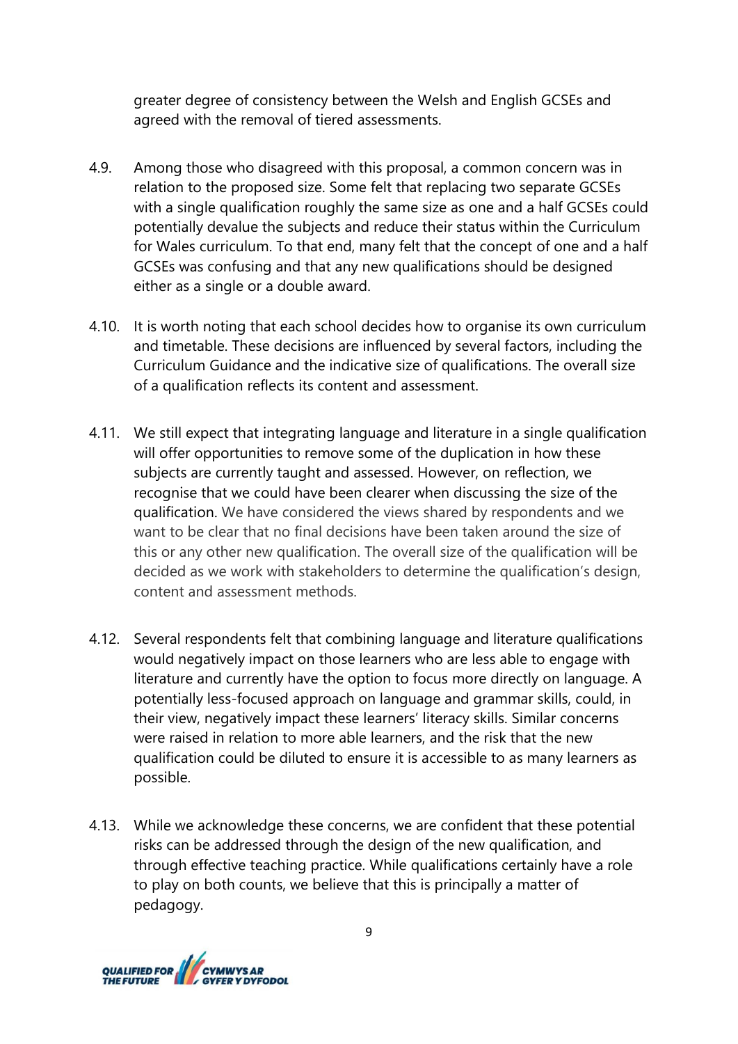greater degree of consistency between the Welsh and English GCSEs and agreed with the removal of tiered assessments.

4.9. Among those who disagreed with this proposal, a common concern was in relation to the proposed size. Some felt that replacing two separate GCSEs with a single qualification roughly the same size as one and a half GCSEs could potentially devalue the subjects and reduce their status within the Curriculum for Wales curriculum. To that end, many felt that the concept of one and a half GCSEs was confusing and that any new qualifications should be designed either as a single or a double award.

4.10. It is worth noting that each school decides how to organise its own curriculum and timetable. These decisions are influenced by several factors, including the Curriculum Guidance and the indicative size of qualifications. The overall size of a qualification reflects its content and assessment.

4.11. We still expect that integrating language and literature in a single qualification will offer opportunities to remove some of the duplication in how these subjects are currently taught and assessed. However, on reflection, we recognise that we could have been clearer when discussing the size of the qualification. We have considered the views shared by respondents and we want to be clear that no final decisions have been taken around the size of this or any other new qualification. The overall size of the qualification will be decided as we work with stakeholders to determine the qualification's design, content and assessment methods.

4.12. Several respondents felt that combining language and literature qualifications would negatively impact on those learners who are less able to engage with literature and currently have the option to focus more directly on language. A potentially less-focused approach on language and grammar skills, could, in their view, negatively impact these learners' literacy skills. Similar concerns were raised in relation to more able learners, and the risk that the new qualification could be diluted to ensure it is accessible to as many learners as possible.

4.13. While we acknowledge these concerns, we are confident that these potential risks can be addressed through the design of the new qualification, and through effective teaching practice. While qualifications certainly have a role to play on both counts, we believe that this is principally a matter of pedagogy.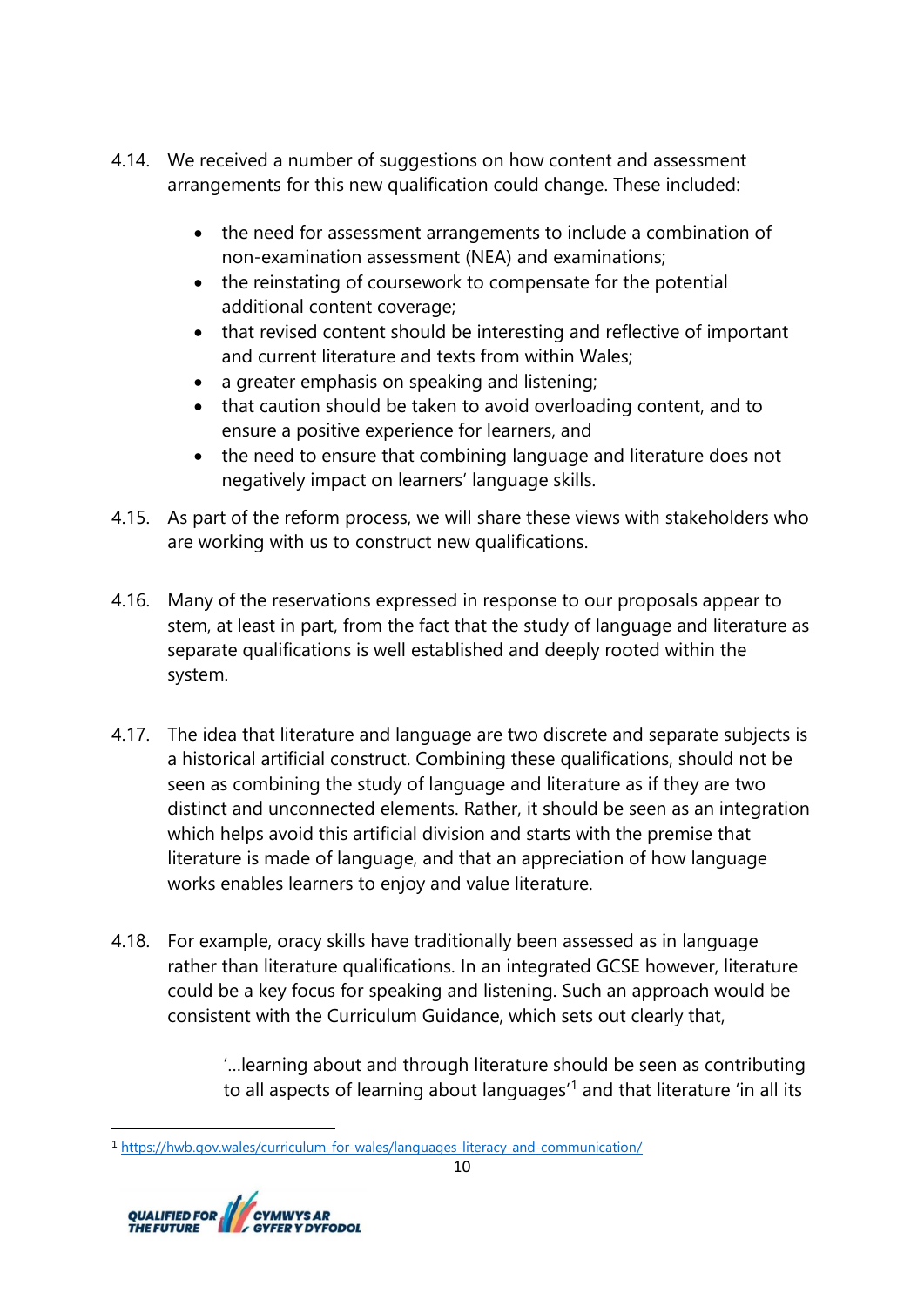4.14. We received a number of suggestions on how content and assessment arrangements for this new qualification could change. These included:

- the need for assessment arrangements to include a combination of non-examination assessment (NEA) and examinations;
- the reinstating of coursework to compensate for the potential additional content coverage;
- that revised content should be interesting and reflective of important and current literature and texts from within Wales;
- a greater emphasis on speaking and listening;
- that caution should be taken to avoid overloading content, and to ensure a positive experience for learners, and
- the need to ensure that combining language and literature does not negatively impact on learners' language skills.

4.15. As part of the reform process, we will share these views with stakeholders who are working with us to construct new qualifications.

4.16. Many of the reservations expressed in response to our proposals appear to stem, at least in part, from the fact that the study of language and literature as separate qualifications is well established and deeply rooted within the system.

4.17. The idea that literature and language are two discrete and separate subjects is a historical artificial construct. Combining these qualifications, should not be seen as combining the study of language and literature as if they are two distinct and unconnected elements. Rather, it should be seen as an integration which helps avoid this artificial division and starts with the premise that literature is made of language, and that an appreciation of how language works enables learners to enjoy and value literature.

4.18. For example, oracy skills have traditionally been assessed as in language rather than literature qualifications. In an integrated GCSE however, literature could be a key focus for speaking and listening. Such an approach would be consistent with the Curriculum Guidance, which sets out clearly that,

> '...learning about and through literature should be seen as contributing to all aspects of learning about languages'[1] and that literature 'in all its

[1] https://hwb.gov.wales/curriculum-for-wales/languages-literacy-and-communication/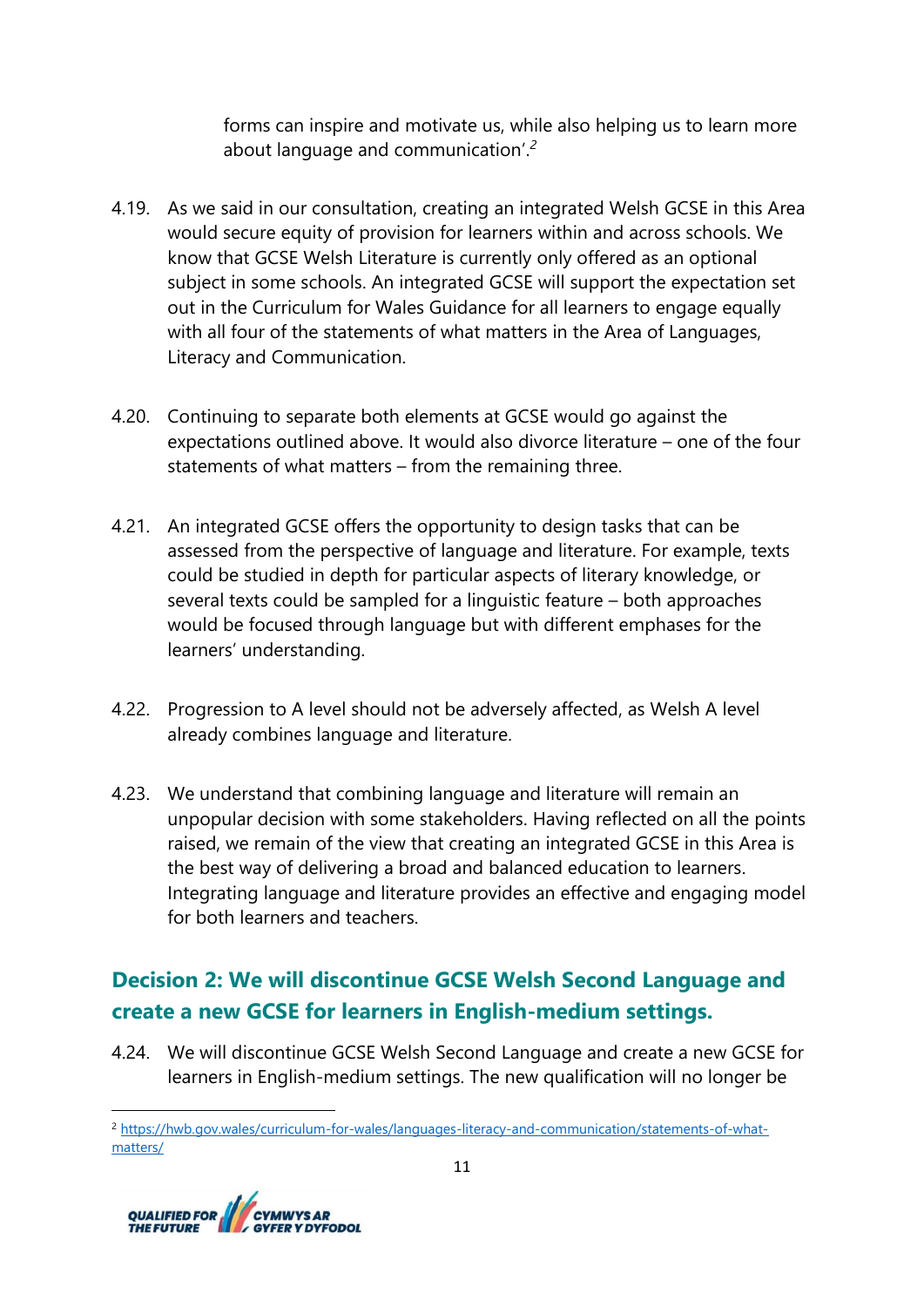forms can inspire and motivate us, while also helping us to learn more about language and communication'.[2]

4.19. As we said in our consultation, creating an integrated Welsh GCSE in this Area would secure equity of provision for learners within and across schools. We know that GCSE Welsh Literature is currently only offered as an optional subject in some schools. An integrated GCSE will support the expectation set out in the Curriculum for Wales Guidance for all learners to engage equally with all four of the statements of what matters in the Area of Languages, Literacy and Communication.

4.20. Continuing to separate both elements at GCSE would go against the expectations outlined above. It would also divorce literature – one of the four statements of what matters – from the remaining three.

4.21. An integrated GCSE offers the opportunity to design tasks that can be assessed from the perspective of language and literature. For example, texts could be studied in depth for particular aspects of literary knowledge, or several texts could be sampled for a linguistic feature – both approaches would be focused through language but with different emphases for the learners' understanding.

4.22. Progression to A level should not be adversely affected, as Welsh A level already combines language and literature.

4.23. We understand that combining language and literature will remain an unpopular decision with some stakeholders. Having reflected on all the points raised, we remain of the view that creating an integrated GCSE in this Area is the best way of delivering a broad and balanced education to learners. Integrating language and literature provides an effective and engaging model for both learners and teachers.

## Decision 2: We will discontinue GCSE Welsh Second Language and create a new GCSE for learners in English-medium settings.

4.24. We will discontinue GCSE Welsh Second Language and create a new GCSE for learners in English-medium settings. The new qualification will no longer be

[2] https://hwb.gov.wales/curriculum-for-wales/languages-literacy-and-communication/statements-of-what-matters/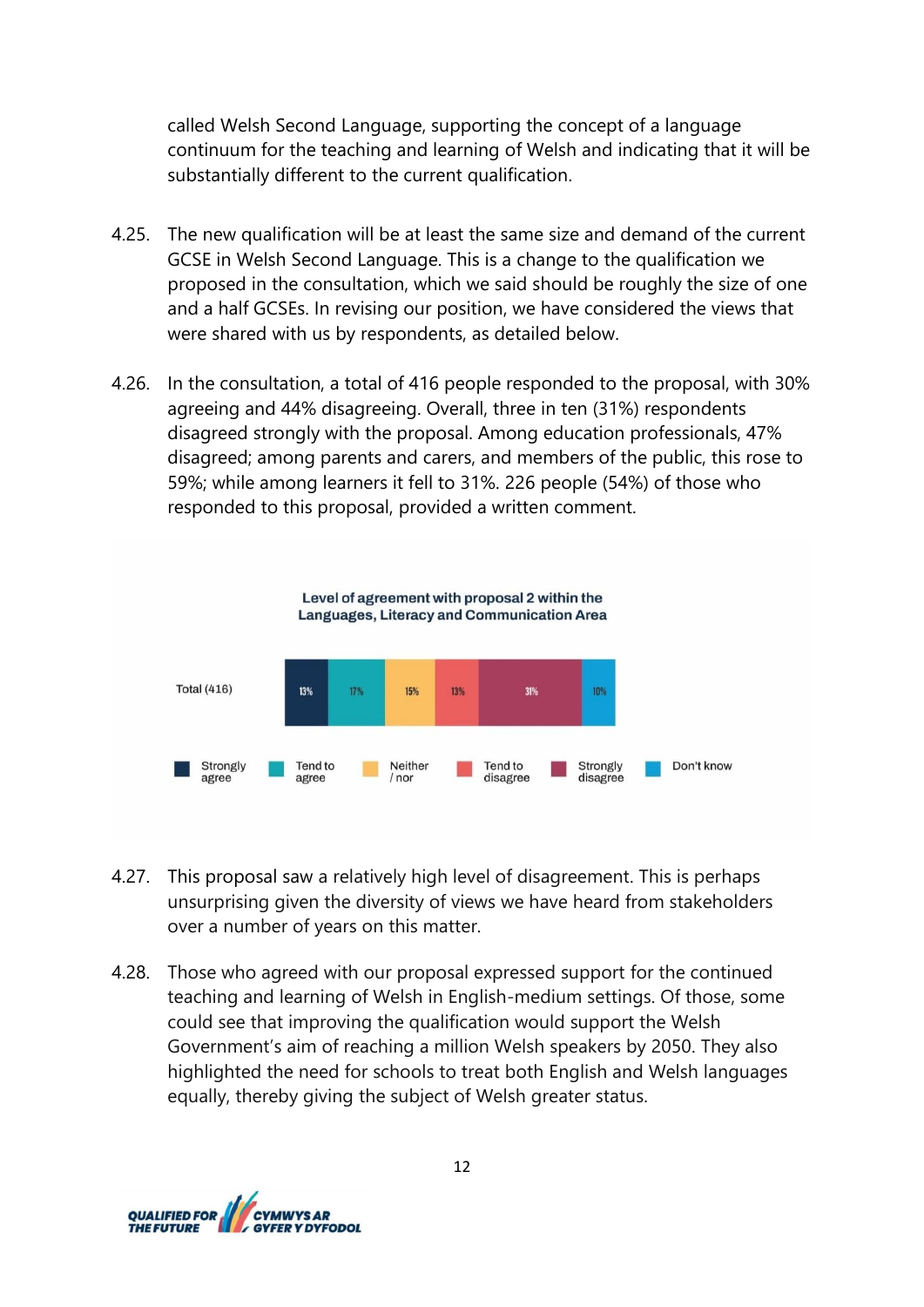called Welsh Second Language, supporting the concept of a language continuum for the teaching and learning of Welsh and indicating that it will be substantially different to the current qualification.

4.25. The new qualification will be at least the same size and demand of the current GCSE in Welsh Second Language. This is a change to the qualification we proposed in the consultation, which we said should be roughly the size of one and a half GCSEs. In revising our position, we have considered the views that were shared with us by respondents, as detailed below.

4.26. In the consultation, a total of 416 people responded to the proposal, with 30% agreeing and 44% disagreeing. Overall, three in ten (31%) respondents disagreed strongly with the proposal. Among education professionals, 47% disagreed; among parents and carers, and members of the public, this rose to 59%; while among learners it fell to 31%. 226 people (54%) of those who responded to this proposal, provided a written comment.

**Level of agreement with proposal 2 within the Languages, Literacy and Communication Area**

| | Strongly agree | Tend to agree | Neither / nor | Tend to disagree | Strongly disagree | Don't know |
|---|---|---|---|---|---|---|
| Total (416) | 13% | 17% | 15% | 13% | 31% | 10% |

4.27. This proposal saw a relatively high level of disagreement. This is perhaps unsurprising given the diversity of views we have heard from stakeholders over a number of years on this matter.

4.28. Those who agreed with our proposal expressed support for the continued teaching and learning of Welsh in English-medium settings. Of those, some could see that improving the qualification would support the Welsh Government's aim of reaching a million Welsh speakers by 2050. They also highlighted the need for schools to treat both English and Welsh languages equally, thereby giving the subject of Welsh greater status.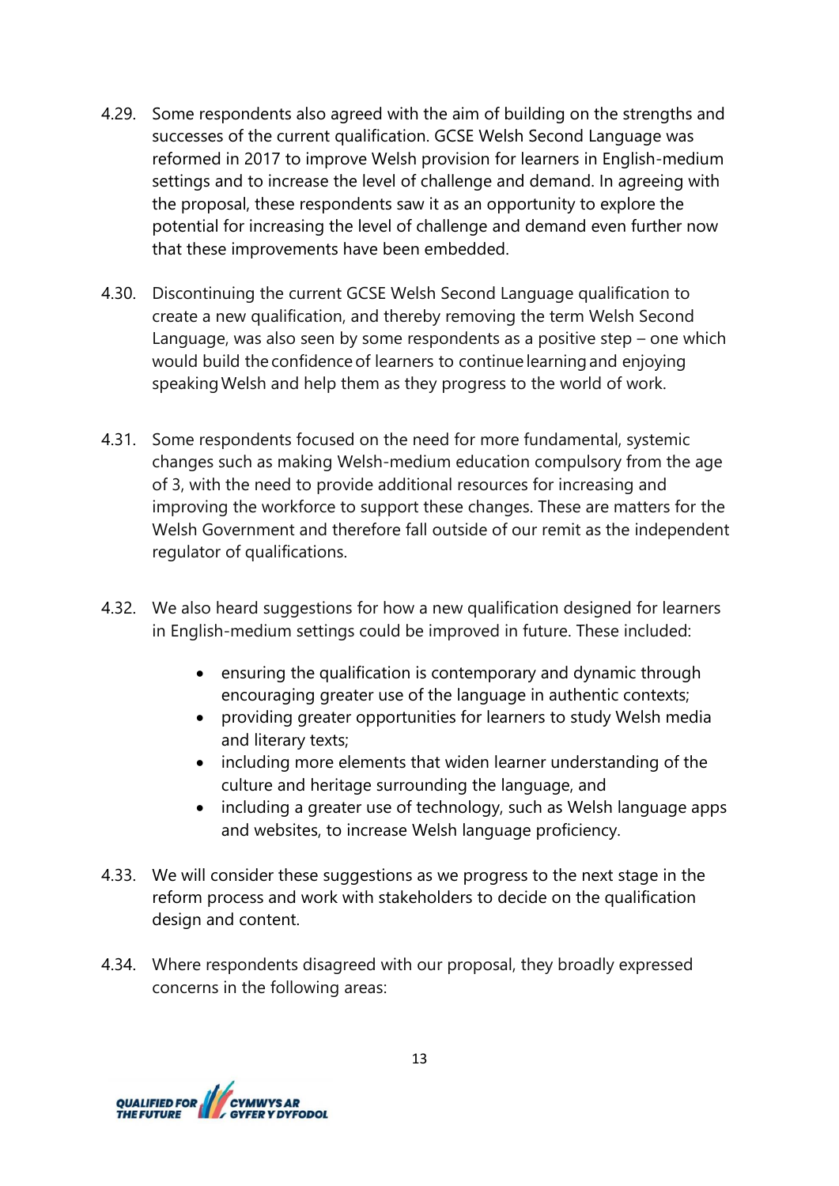4.29. Some respondents also agreed with the aim of building on the strengths and successes of the current qualification. GCSE Welsh Second Language was reformed in 2017 to improve Welsh provision for learners in English-medium settings and to increase the level of challenge and demand. In agreeing with the proposal, these respondents saw it as an opportunity to explore the potential for increasing the level of challenge and demand even further now that these improvements have been embedded.

4.30. Discontinuing the current GCSE Welsh Second Language qualification to create a new qualification, and thereby removing the term Welsh Second Language, was also seen by some respondents as a positive step – one which would build the confidence of learners to continue learning and enjoying speaking Welsh and help them as they progress to the world of work.

4.31. Some respondents focused on the need for more fundamental, systemic changes such as making Welsh-medium education compulsory from the age of 3, with the need to provide additional resources for increasing and improving the workforce to support these changes. These are matters for the Welsh Government and therefore fall outside of our remit as the independent regulator of qualifications.

4.32. We also heard suggestions for how a new qualification designed for learners in English-medium settings could be improved in future. These included:

- ensuring the qualification is contemporary and dynamic through encouraging greater use of the language in authentic contexts;
- providing greater opportunities for learners to study Welsh media and literary texts;
- including more elements that widen learner understanding of the culture and heritage surrounding the language, and
- including a greater use of technology, such as Welsh language apps and websites, to increase Welsh language proficiency.

4.33. We will consider these suggestions as we progress to the next stage in the reform process and work with stakeholders to decide on the qualification design and content.

4.34. Where respondents disagreed with our proposal, they broadly expressed concerns in the following areas: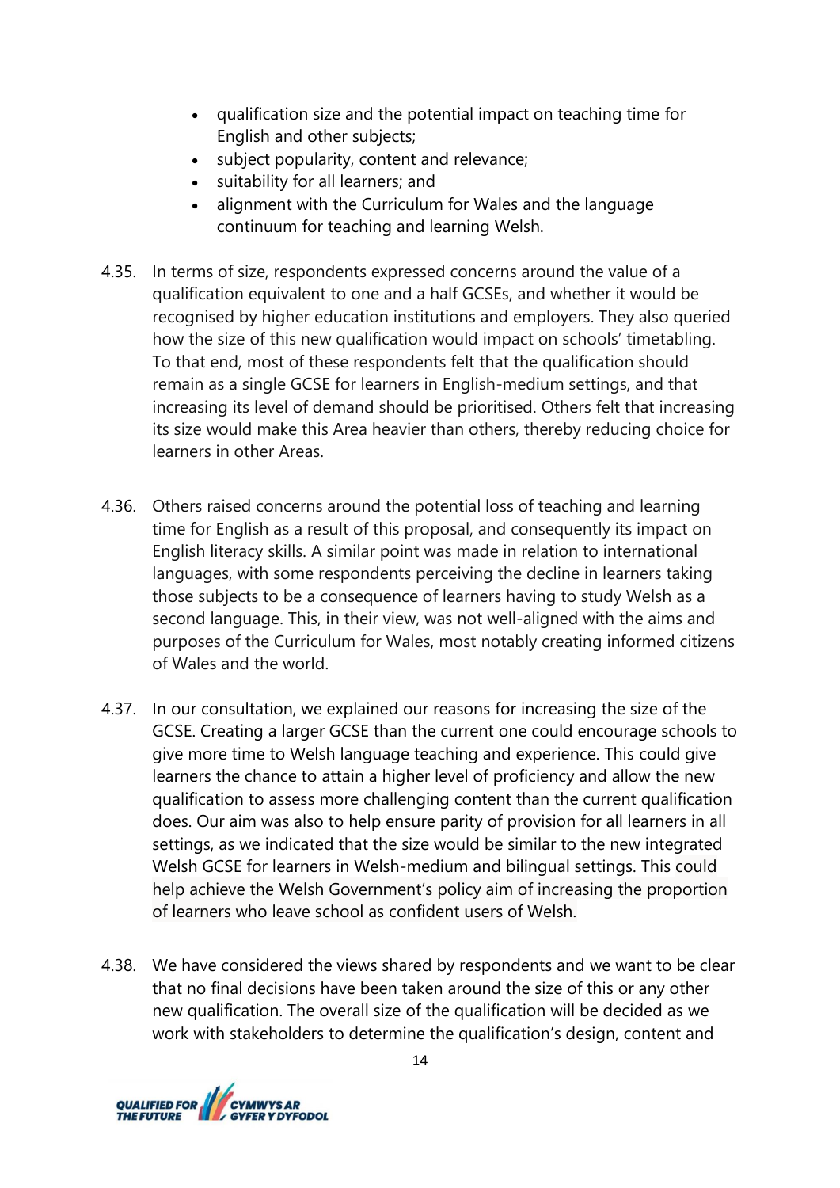- qualification size and the potential impact on teaching time for English and other subjects;
- subject popularity, content and relevance;
- suitability for all learners; and
- alignment with the Curriculum for Wales and the language continuum for teaching and learning Welsh.

4.35. In terms of size, respondents expressed concerns around the value of a qualification equivalent to one and a half GCSEs, and whether it would be recognised by higher education institutions and employers. They also queried how the size of this new qualification would impact on schools' timetabling. To that end, most of these respondents felt that the qualification should remain as a single GCSE for learners in English-medium settings, and that increasing its level of demand should be prioritised. Others felt that increasing its size would make this Area heavier than others, thereby reducing choice for learners in other Areas.

4.36. Others raised concerns around the potential loss of teaching and learning time for English as a result of this proposal, and consequently its impact on English literacy skills. A similar point was made in relation to international languages, with some respondents perceiving the decline in learners taking those subjects to be a consequence of learners having to study Welsh as a second language. This, in their view, was not well-aligned with the aims and purposes of the Curriculum for Wales, most notably creating informed citizens of Wales and the world.

4.37. In our consultation, we explained our reasons for increasing the size of the GCSE. Creating a larger GCSE than the current one could encourage schools to give more time to Welsh language teaching and experience. This could give learners the chance to attain a higher level of proficiency and allow the new qualification to assess more challenging content than the current qualification does. Our aim was also to help ensure parity of provision for all learners in all settings, as we indicated that the size would be similar to the new integrated Welsh GCSE for learners in Welsh-medium and bilingual settings. This could help achieve the Welsh Government's policy aim of increasing the proportion of learners who leave school as confident users of Welsh.

4.38. We have considered the views shared by respondents and we want to be clear that no final decisions have been taken around the size of this or any other new qualification. The overall size of the qualification will be decided as we work with stakeholders to determine the qualification's design, content and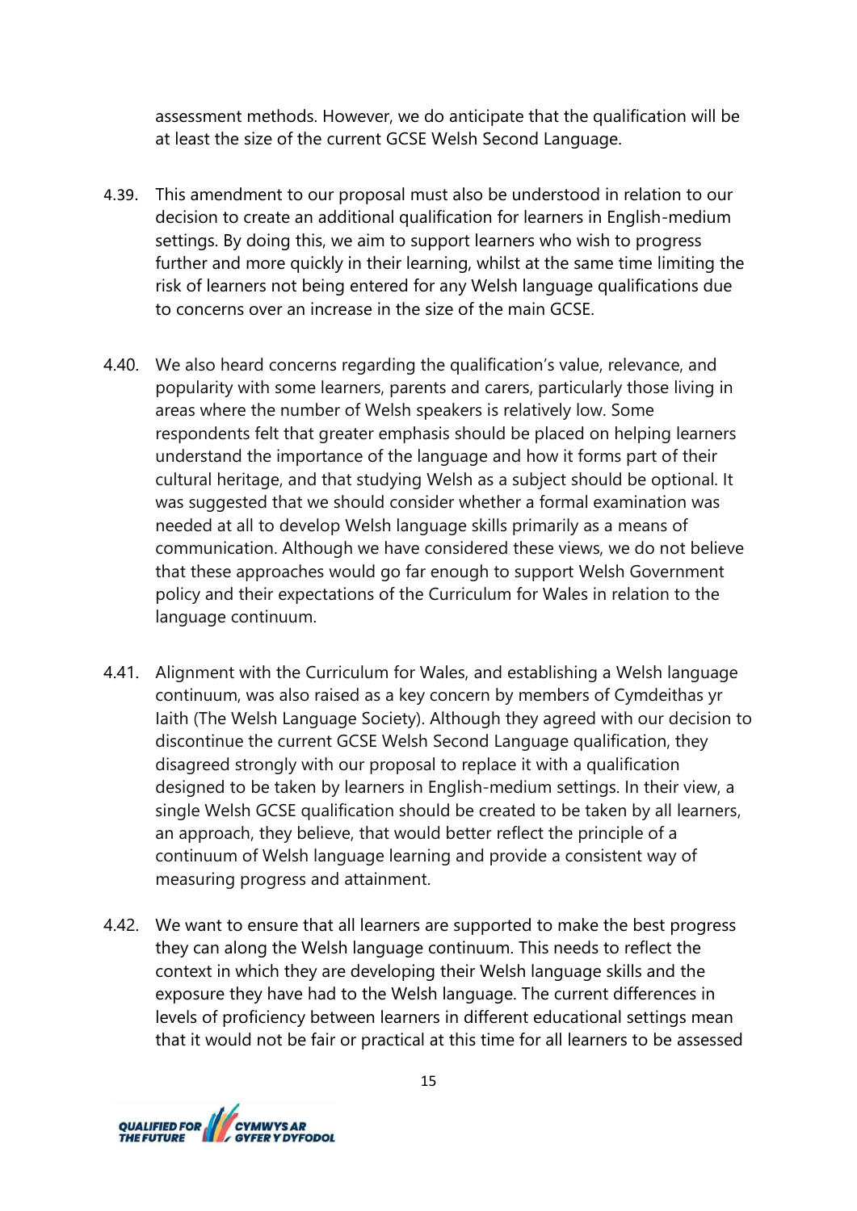assessment methods. However, we do anticipate that the qualification will be at least the size of the current GCSE Welsh Second Language.

4.39. This amendment to our proposal must also be understood in relation to our decision to create an additional qualification for learners in English-medium settings. By doing this, we aim to support learners who wish to progress further and more quickly in their learning, whilst at the same time limiting the risk of learners not being entered for any Welsh language qualifications due to concerns over an increase in the size of the main GCSE.

4.40. We also heard concerns regarding the qualification's value, relevance, and popularity with some learners, parents and carers, particularly those living in areas where the number of Welsh speakers is relatively low. Some respondents felt that greater emphasis should be placed on helping learners understand the importance of the language and how it forms part of their cultural heritage, and that studying Welsh as a subject should be optional. It was suggested that we should consider whether a formal examination was needed at all to develop Welsh language skills primarily as a means of communication. Although we have considered these views, we do not believe that these approaches would go far enough to support Welsh Government policy and their expectations of the Curriculum for Wales in relation to the language continuum.

4.41. Alignment with the Curriculum for Wales, and establishing a Welsh language continuum, was also raised as a key concern by members of Cymdeithas yr Iaith (The Welsh Language Society). Although they agreed with our decision to discontinue the current GCSE Welsh Second Language qualification, they disagreed strongly with our proposal to replace it with a qualification designed to be taken by learners in English-medium settings. In their view, a single Welsh GCSE qualification should be created to be taken by all learners, an approach, they believe, that would better reflect the principle of a continuum of Welsh language learning and provide a consistent way of measuring progress and attainment.

4.42. We want to ensure that all learners are supported to make the best progress they can along the Welsh language continuum. This needs to reflect the context in which they are developing their Welsh language skills and the exposure they have had to the Welsh language. The current differences in levels of proficiency between learners in different educational settings mean that it would not be fair or practical at this time for all learners to be assessed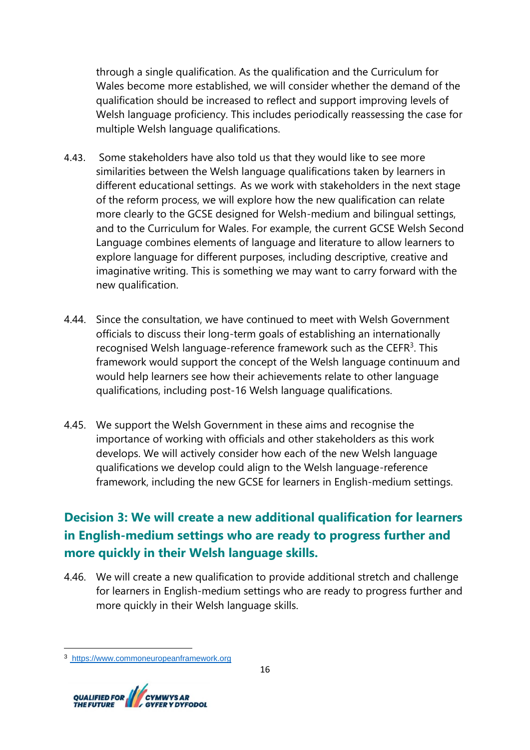through a single qualification. As the qualification and the Curriculum for Wales become more established, we will consider whether the demand of the qualification should be increased to reflect and support improving levels of Welsh language proficiency. This includes periodically reassessing the case for multiple Welsh language qualifications.

4.43. Some stakeholders have also told us that they would like to see more similarities between the Welsh language qualifications taken by learners in different educational settings. As we work with stakeholders in the next stage of the reform process, we will explore how the new qualification can relate more clearly to the GCSE designed for Welsh-medium and bilingual settings, and to the Curriculum for Wales. For example, the current GCSE Welsh Second Language combines elements of language and literature to allow learners to explore language for different purposes, including descriptive, creative and imaginative writing. This is something we may want to carry forward with the new qualification.

4.44. Since the consultation, we have continued to meet with Welsh Government officials to discuss their long-term goals of establishing an internationally recognised Welsh language-reference framework such as the CEFR[3]. This framework would support the concept of the Welsh language continuum and would help learners see how their achievements relate to other language qualifications, including post-16 Welsh language qualifications.

4.45. We support the Welsh Government in these aims and recognise the importance of working with officials and other stakeholders as this work develops. We will actively consider how each of the new Welsh language qualifications we develop could align to the Welsh language-reference framework, including the new GCSE for learners in English-medium settings.

## Decision 3: We will create a new additional qualification for learners in English-medium settings who are ready to progress further and more quickly in their Welsh language skills.

4.46. We will create a new qualification to provide additional stretch and challenge for learners in English-medium settings who are ready to progress further and more quickly in their Welsh language skills.

[3] https://www.commoneuropeanframework.org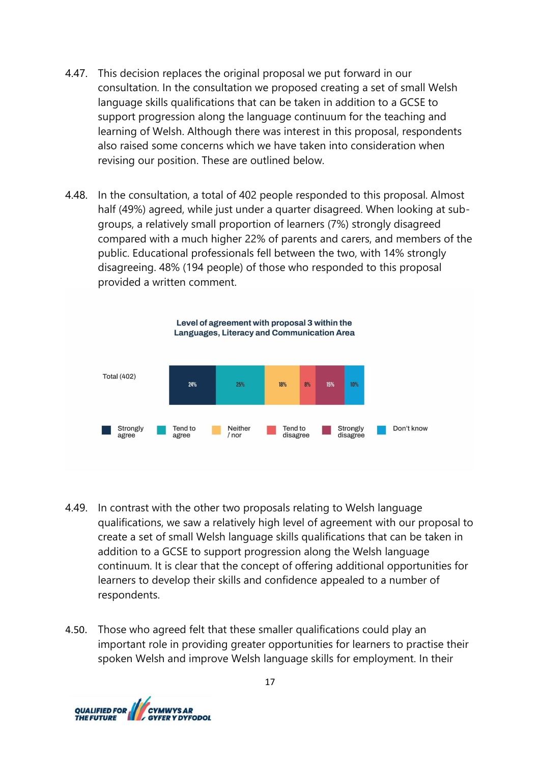4.47. This decision replaces the original proposal we put forward in our consultation. In the consultation we proposed creating a set of small Welsh language skills qualifications that can be taken in addition to a GCSE to support progression along the language continuum for the teaching and learning of Welsh. Although there was interest in this proposal, respondents also raised some concerns which we have taken into consideration when revising our position. These are outlined below.

4.48. In the consultation, a total of 402 people responded to this proposal. Almost half (49%) agreed, while just under a quarter disagreed. When looking at sub-groups, a relatively small proportion of learners (7%) strongly disagreed compared with a much higher 22% of parents and carers, and members of the public. Educational professionals fell between the two, with 14% strongly disagreeing. 48% (194 people) of those who responded to this proposal provided a written comment.

**Level of agreement with proposal 3 within the Languages, Literacy and Communication Area**

| | Strongly agree | Tend to agree | Neither / nor | Tend to disagree | Strongly disagree | Don't know |
|---|---|---|---|---|---|---|
| Total (402) | 24% | 25% | 18% | 8% | 15% | 10% |

4.49. In contrast with the other two proposals relating to Welsh language qualifications, we saw a relatively high level of agreement with our proposal to create a set of small Welsh language skills qualifications that can be taken in addition to a GCSE to support progression along the Welsh language continuum. It is clear that the concept of offering additional opportunities for learners to develop their skills and confidence appealed to a number of respondents.

4.50. Those who agreed felt that these smaller qualifications could play an important role in providing greater opportunities for learners to practise their spoken Welsh and improve Welsh language skills for employment. In their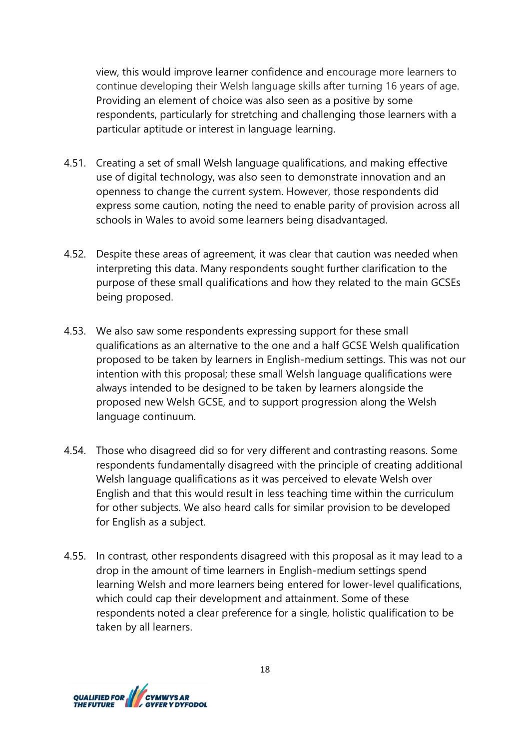view, this would improve learner confidence and encourage more learners to continue developing their Welsh language skills after turning 16 years of age. Providing an element of choice was also seen as a positive by some respondents, particularly for stretching and challenging those learners with a particular aptitude or interest in language learning.

4.51. Creating a set of small Welsh language qualifications, and making effective use of digital technology, was also seen to demonstrate innovation and an openness to change the current system. However, those respondents did express some caution, noting the need to enable parity of provision across all schools in Wales to avoid some learners being disadvantaged.

4.52. Despite these areas of agreement, it was clear that caution was needed when interpreting this data. Many respondents sought further clarification to the purpose of these small qualifications and how they related to the main GCSEs being proposed.

4.53. We also saw some respondents expressing support for these small qualifications as an alternative to the one and a half GCSE Welsh qualification proposed to be taken by learners in English-medium settings. This was not our intention with this proposal; these small Welsh language qualifications were always intended to be designed to be taken by learners alongside the proposed new Welsh GCSE, and to support progression along the Welsh language continuum.

4.54. Those who disagreed did so for very different and contrasting reasons. Some respondents fundamentally disagreed with the principle of creating additional Welsh language qualifications as it was perceived to elevate Welsh over English and that this would result in less teaching time within the curriculum for other subjects. We also heard calls for similar provision to be developed for English as a subject.

4.55. In contrast, other respondents disagreed with this proposal as it may lead to a drop in the amount of time learners in English-medium settings spend learning Welsh and more learners being entered for lower-level qualifications, which could cap their development and attainment. Some of these respondents noted a clear preference for a single, holistic qualification to be taken by all learners.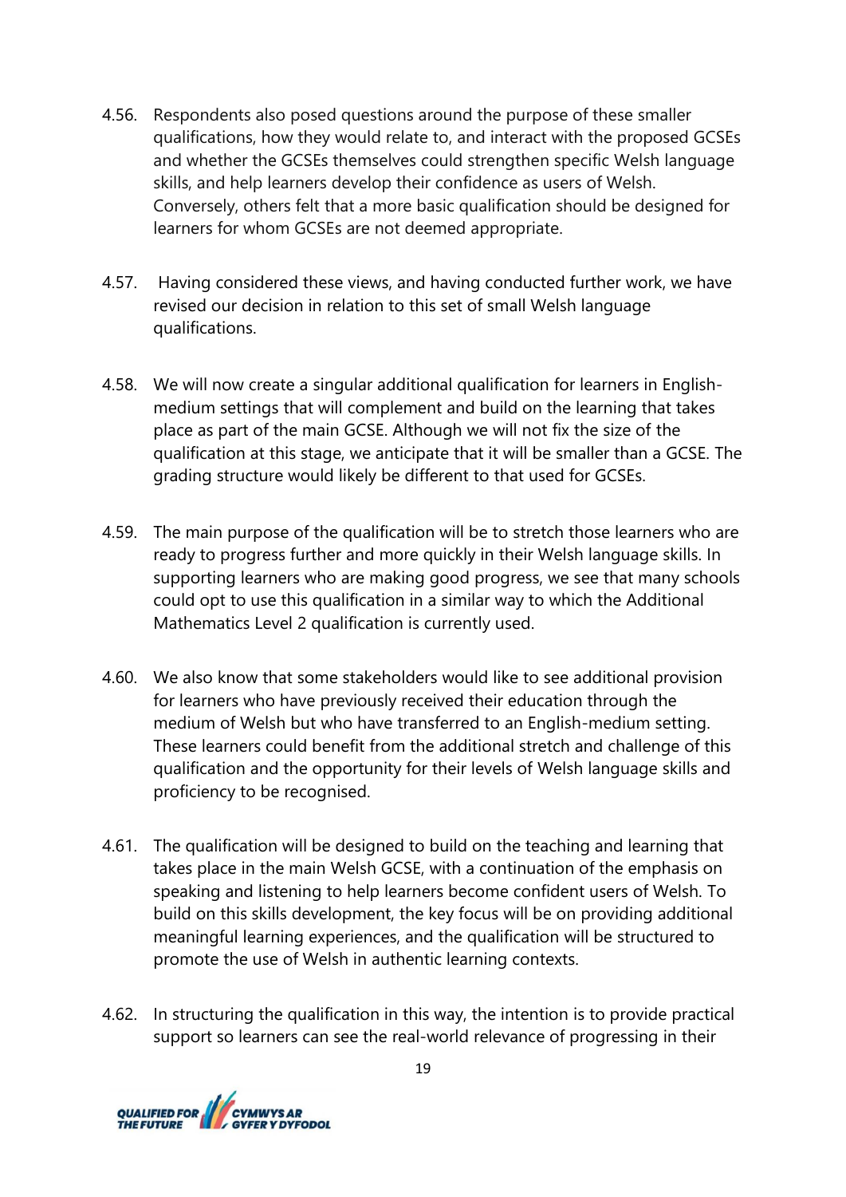4.56. Respondents also posed questions around the purpose of these smaller qualifications, how they would relate to, and interact with the proposed GCSEs and whether the GCSEs themselves could strengthen specific Welsh language skills, and help learners develop their confidence as users of Welsh. Conversely, others felt that a more basic qualification should be designed for learners for whom GCSEs are not deemed appropriate.

4.57. Having considered these views, and having conducted further work, we have revised our decision in relation to this set of small Welsh language qualifications.

4.58. We will now create a singular additional qualification for learners in English-medium settings that will complement and build on the learning that takes place as part of the main GCSE. Although we will not fix the size of the qualification at this stage, we anticipate that it will be smaller than a GCSE. The grading structure would likely be different to that used for GCSEs.

4.59. The main purpose of the qualification will be to stretch those learners who are ready to progress further and more quickly in their Welsh language skills. In supporting learners who are making good progress, we see that many schools could opt to use this qualification in a similar way to which the Additional Mathematics Level 2 qualification is currently used.

4.60. We also know that some stakeholders would like to see additional provision for learners who have previously received their education through the medium of Welsh but who have transferred to an English-medium setting. These learners could benefit from the additional stretch and challenge of this qualification and the opportunity for their levels of Welsh language skills and proficiency to be recognised.

4.61. The qualification will be designed to build on the teaching and learning that takes place in the main Welsh GCSE, with a continuation of the emphasis on speaking and listening to help learners become confident users of Welsh. To build on this skills development, the key focus will be on providing additional meaningful learning experiences, and the qualification will be structured to promote the use of Welsh in authentic learning contexts.

4.62. In structuring the qualification in this way, the intention is to provide practical support so learners can see the real-world relevance of progressing in their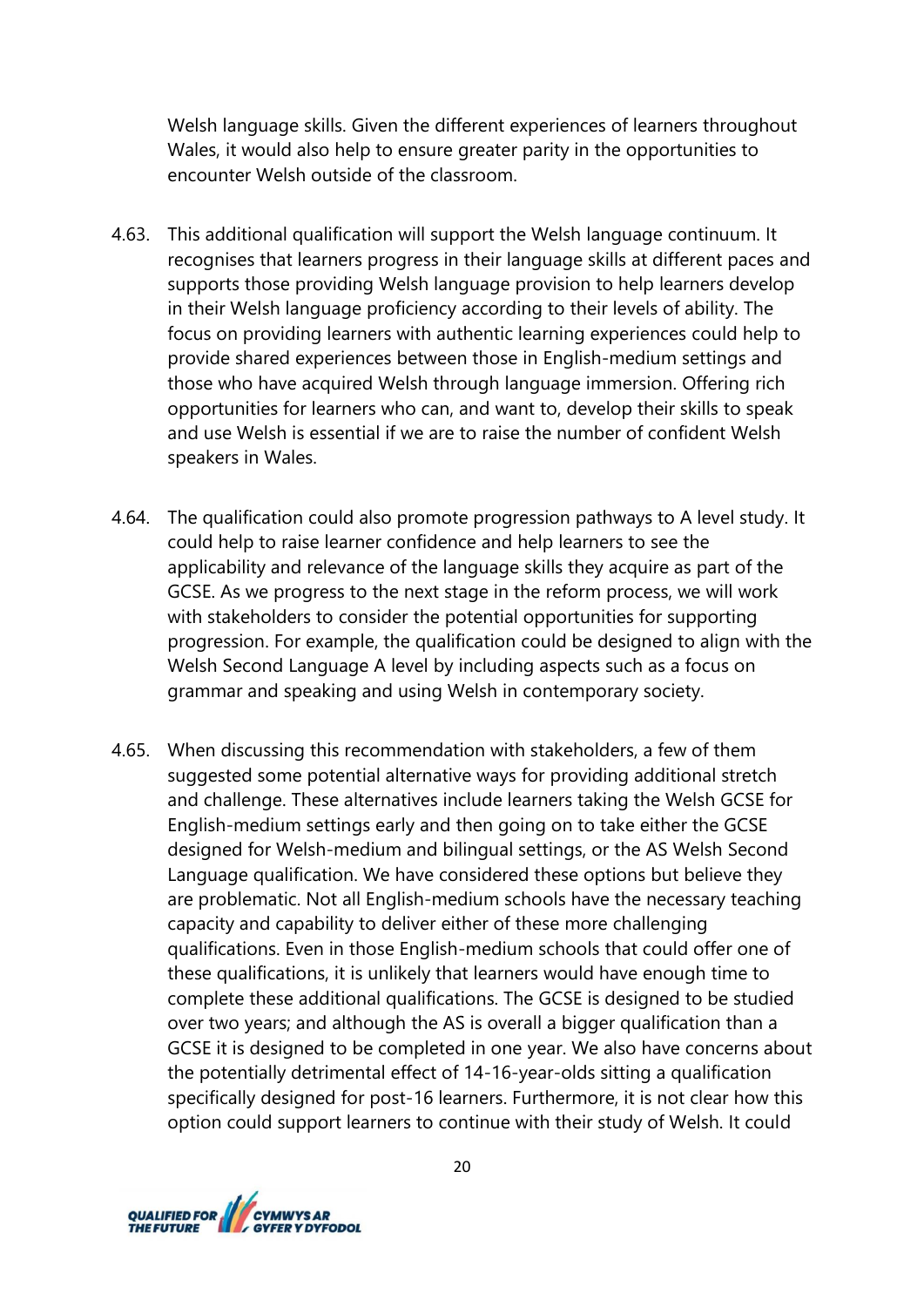Welsh language skills. Given the different experiences of learners throughout Wales, it would also help to ensure greater parity in the opportunities to encounter Welsh outside of the classroom.

4.63. This additional qualification will support the Welsh language continuum. It recognises that learners progress in their language skills at different paces and supports those providing Welsh language provision to help learners develop in their Welsh language proficiency according to their levels of ability. The focus on providing learners with authentic learning experiences could help to provide shared experiences between those in English-medium settings and those who have acquired Welsh through language immersion. Offering rich opportunities for learners who can, and want to, develop their skills to speak and use Welsh is essential if we are to raise the number of confident Welsh speakers in Wales.

4.64. The qualification could also promote progression pathways to A level study. It could help to raise learner confidence and help learners to see the applicability and relevance of the language skills they acquire as part of the GCSE. As we progress to the next stage in the reform process, we will work with stakeholders to consider the potential opportunities for supporting progression. For example, the qualification could be designed to align with the Welsh Second Language A level by including aspects such as a focus on grammar and speaking and using Welsh in contemporary society.

4.65. When discussing this recommendation with stakeholders, a few of them suggested some potential alternative ways for providing additional stretch and challenge. These alternatives include learners taking the Welsh GCSE for English-medium settings early and then going on to take either the GCSE designed for Welsh-medium and bilingual settings, or the AS Welsh Second Language qualification. We have considered these options but believe they are problematic. Not all English-medium schools have the necessary teaching capacity and capability to deliver either of these more challenging qualifications. Even in those English-medium schools that could offer one of these qualifications, it is unlikely that learners would have enough time to complete these additional qualifications. The GCSE is designed to be studied over two years; and although the AS is overall a bigger qualification than a GCSE it is designed to be completed in one year. We also have concerns about the potentially detrimental effect of 14-16-year-olds sitting a qualification specifically designed for post-16 learners. Furthermore, it is not clear how this option could support learners to continue with their study of Welsh. It could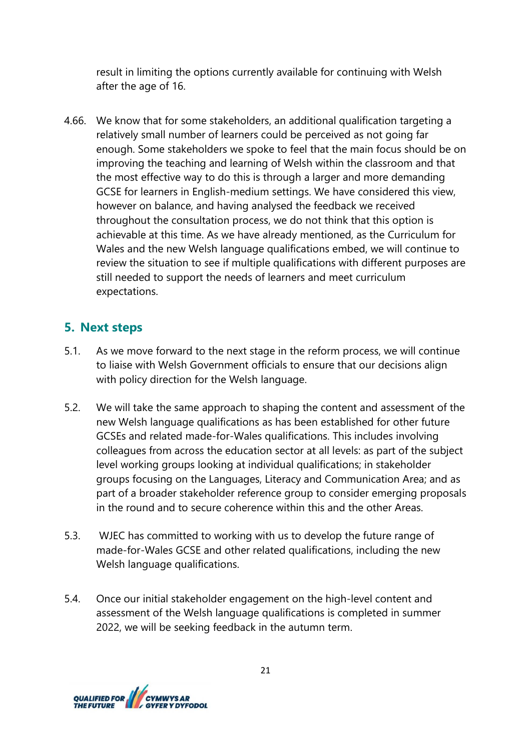result in limiting the options currently available for continuing with Welsh after the age of 16.

4.66. We know that for some stakeholders, an additional qualification targeting a relatively small number of learners could be perceived as not going far enough. Some stakeholders we spoke to feel that the main focus should be on improving the teaching and learning of Welsh within the classroom and that the most effective way to do this is through a larger and more demanding GCSE for learners in English-medium settings. We have considered this view, however on balance, and having analysed the feedback we received throughout the consultation process, we do not think that this option is achievable at this time. As we have already mentioned, as the Curriculum for Wales and the new Welsh language qualifications embed, we will continue to review the situation to see if multiple qualifications with different purposes are still needed to support the needs of learners and meet curriculum expectations.

## 5. Next steps

5.1. As we move forward to the next stage in the reform process, we will continue to liaise with Welsh Government officials to ensure that our decisions align with policy direction for the Welsh language.

5.2. We will take the same approach to shaping the content and assessment of the new Welsh language qualifications as has been established for other future GCSEs and related made-for-Wales qualifications. This includes involving colleagues from across the education sector at all levels: as part of the subject level working groups looking at individual qualifications; in stakeholder groups focusing on the Languages, Literacy and Communication Area; and as part of a broader stakeholder reference group to consider emerging proposals in the round and to secure coherence within this and the other Areas.

5.3. WJEC has committed to working with us to develop the future range of made-for-Wales GCSE and other related qualifications, including the new Welsh language qualifications.

5.4. Once our initial stakeholder engagement on the high-level content and assessment of the Welsh language qualifications is completed in summer 2022, we will be seeking feedback in the autumn term.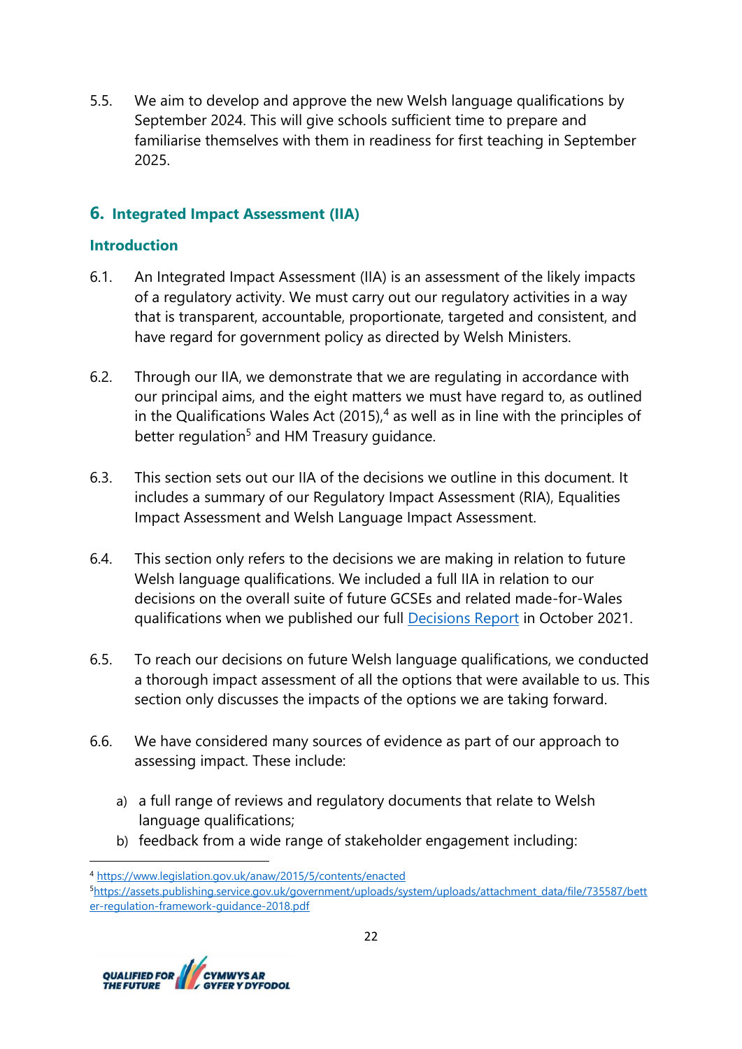5.5. We aim to develop and approve the new Welsh language qualifications by September 2024. This will give schools sufficient time to prepare and familiarise themselves with them in readiness for first teaching in September 2025.

## 6. Integrated Impact Assessment (IIA)

### Introduction

6.1. An Integrated Impact Assessment (IIA) is an assessment of the likely impacts of a regulatory activity. We must carry out our regulatory activities in a way that is transparent, accountable, proportionate, targeted and consistent, and have regard for government policy as directed by Welsh Ministers.

6.2. Through our IIA, we demonstrate that we are regulating in accordance with our principal aims, and the eight matters we must have regard to, as outlined in the Qualifications Wales Act (2015),[4] as well as in line with the principles of better regulation[5] and HM Treasury guidance.

6.3. This section sets out our IIA of the decisions we outline in this document. It includes a summary of our Regulatory Impact Assessment (RIA), Equalities Impact Assessment and Welsh Language Impact Assessment.

6.4. This section only refers to the decisions we are making in relation to future Welsh language qualifications. We included a full IIA in relation to our decisions on the overall suite of future GCSEs and related made-for-Wales qualifications when we published our full Decisions Report in October 2021.

6.5. To reach our decisions on future Welsh language qualifications, we conducted a thorough impact assessment of all the options that were available to us. This section only discusses the impacts of the options we are taking forward.

6.6. We have considered many sources of evidence as part of our approach to assessing impact. These include:

a) a full range of reviews and regulatory documents that relate to Welsh language qualifications;
b) feedback from a wide range of stakeholder engagement including:

---

[4] https://www.legislation.gov.uk/anaw/2015/5/contents/enacted

[5] https://assets.publishing.service.gov.uk/government/uploads/system/uploads/attachment_data/file/735587/better-regulation-framework-guidance-2018.pdf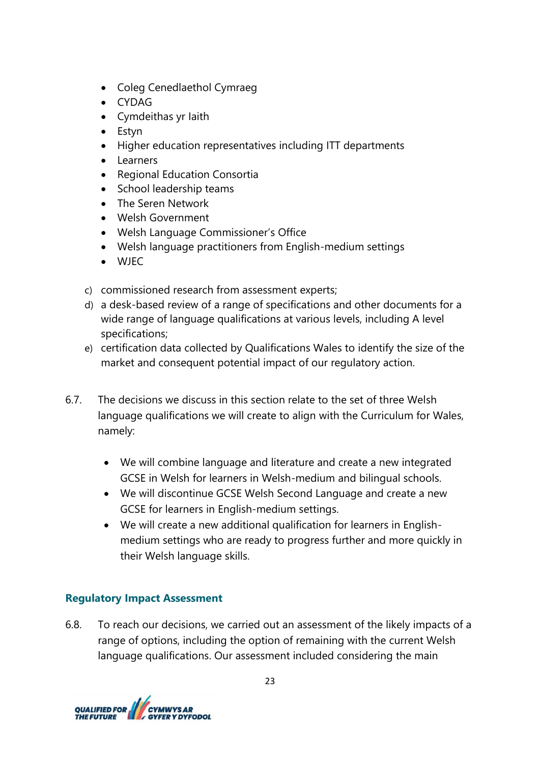- Coleg Cenedlaethol Cymraeg
- CYDAG
- Cymdeithas yr Iaith
- Estyn
- Higher education representatives including ITT departments
- Learners
- Regional Education Consortia
- School leadership teams
- The Seren Network
- Welsh Government
- Welsh Language Commissioner's Office
- Welsh language practitioners from English-medium settings
- WJEC

c) commissioned research from assessment experts;

d) a desk-based review of a range of specifications and other documents for a wide range of language qualifications at various levels, including A level specifications;

e) certification data collected by Qualifications Wales to identify the size of the market and consequent potential impact of our regulatory action.

6.7. The decisions we discuss in this section relate to the set of three Welsh language qualifications we will create to align with the Curriculum for Wales, namely:

- We will combine language and literature and create a new integrated GCSE in Welsh for learners in Welsh-medium and bilingual schools.
- We will discontinue GCSE Welsh Second Language and create a new GCSE for learners in English-medium settings.
- We will create a new additional qualification for learners in English-medium settings who are ready to progress further and more quickly in their Welsh language skills.

### Regulatory Impact Assessment

6.8. To reach our decisions, we carried out an assessment of the likely impacts of a range of options, including the option of remaining with the current Welsh language qualifications. Our assessment included considering the main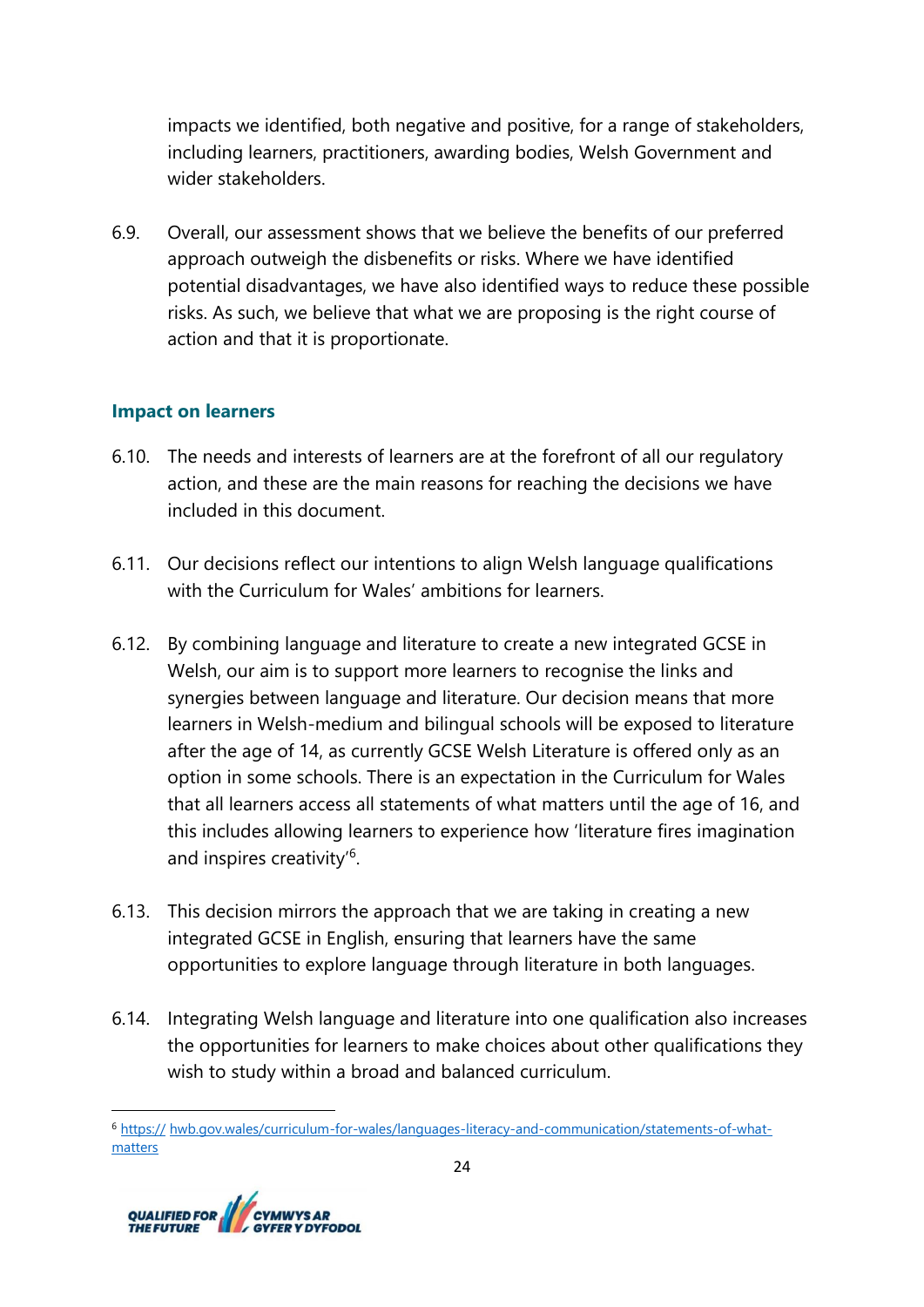impacts we identified, both negative and positive, for a range of stakeholders, including learners, practitioners, awarding bodies, Welsh Government and wider stakeholders.

6.9. Overall, our assessment shows that we believe the benefits of our preferred approach outweigh the disbenefits or risks. Where we have identified potential disadvantages, we have also identified ways to reduce these possible risks. As such, we believe that what we are proposing is the right course of action and that it is proportionate.

### Impact on learners

6.10. The needs and interests of learners are at the forefront of all our regulatory action, and these are the main reasons for reaching the decisions we have included in this document.

6.11. Our decisions reflect our intentions to align Welsh language qualifications with the Curriculum for Wales' ambitions for learners.

6.12. By combining language and literature to create a new integrated GCSE in Welsh, our aim is to support more learners to recognise the links and synergies between language and literature. Our decision means that more learners in Welsh-medium and bilingual schools will be exposed to literature after the age of 14, as currently GCSE Welsh Literature is offered only as an option in some schools. There is an expectation in the Curriculum for Wales that all learners access all statements of what matters until the age of 16, and this includes allowing learners to experience how 'literature fires imagination and inspires creativity'[6].

6.13. This decision mirrors the approach that we are taking in creating a new integrated GCSE in English, ensuring that learners have the same opportunities to explore language through literature in both languages.

6.14. Integrating Welsh language and literature into one qualification also increases the opportunities for learners to make choices about other qualifications they wish to study within a broad and balanced curriculum.

[6] https:// hwb.gov.wales/curriculum-for-wales/languages-literacy-and-communication/statements-of-what-matters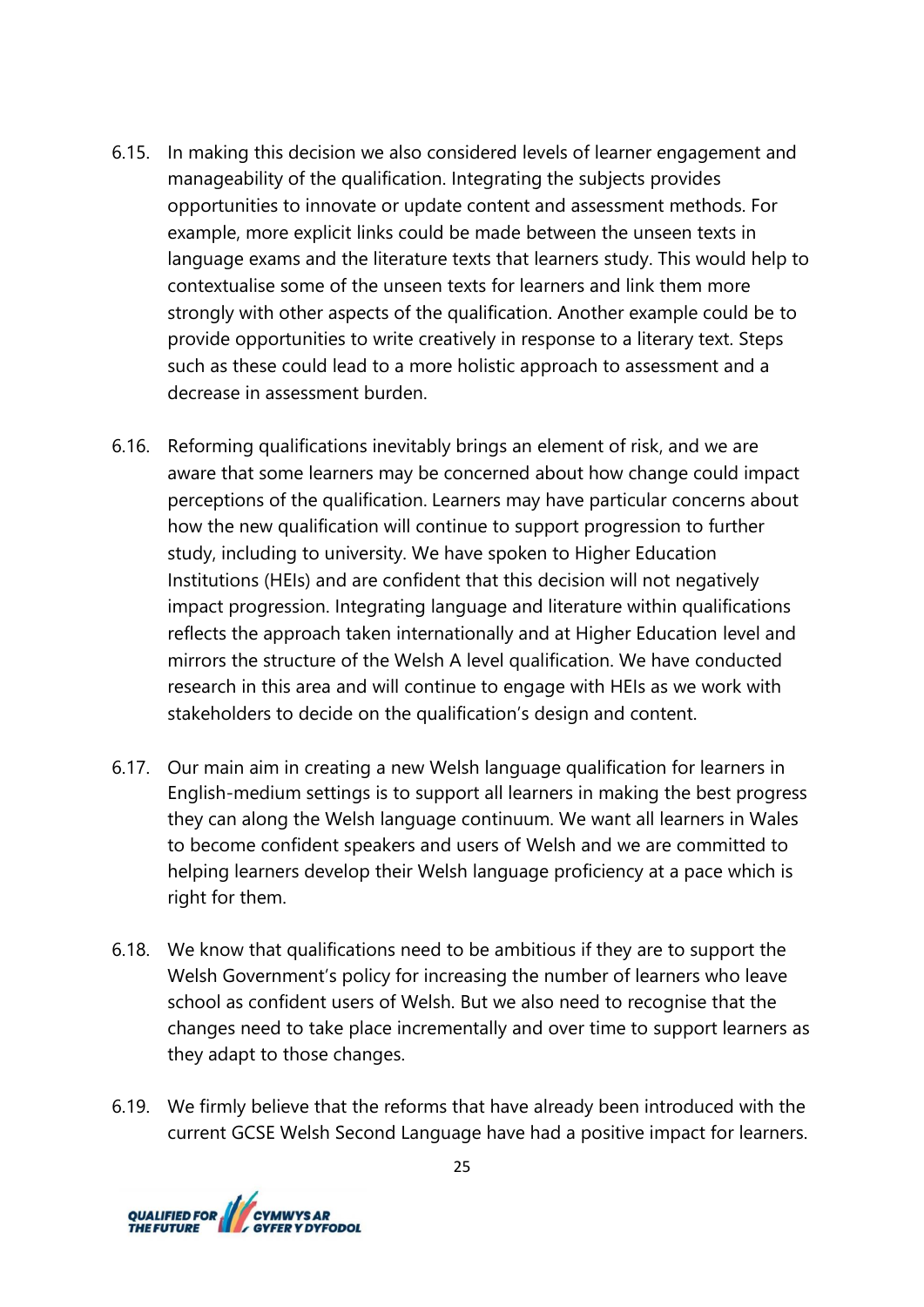6.15. In making this decision we also considered levels of learner engagement and manageability of the qualification. Integrating the subjects provides opportunities to innovate or update content and assessment methods. For example, more explicit links could be made between the unseen texts in language exams and the literature texts that learners study. This would help to contextualise some of the unseen texts for learners and link them more strongly with other aspects of the qualification. Another example could be to provide opportunities to write creatively in response to a literary text. Steps such as these could lead to a more holistic approach to assessment and a decrease in assessment burden.

6.16. Reforming qualifications inevitably brings an element of risk, and we are aware that some learners may be concerned about how change could impact perceptions of the qualification. Learners may have particular concerns about how the new qualification will continue to support progression to further study, including to university. We have spoken to Higher Education Institutions (HEIs) and are confident that this decision will not negatively impact progression. Integrating language and literature within qualifications reflects the approach taken internationally and at Higher Education level and mirrors the structure of the Welsh A level qualification. We have conducted research in this area and will continue to engage with HEIs as we work with stakeholders to decide on the qualification's design and content.

6.17. Our main aim in creating a new Welsh language qualification for learners in English-medium settings is to support all learners in making the best progress they can along the Welsh language continuum. We want all learners in Wales to become confident speakers and users of Welsh and we are committed to helping learners develop their Welsh language proficiency at a pace which is right for them.

6.18. We know that qualifications need to be ambitious if they are to support the Welsh Government's policy for increasing the number of learners who leave school as confident users of Welsh. But we also need to recognise that the changes need to take place incrementally and over time to support learners as they adapt to those changes.

6.19. We firmly believe that the reforms that have already been introduced with the current GCSE Welsh Second Language have had a positive impact for learners.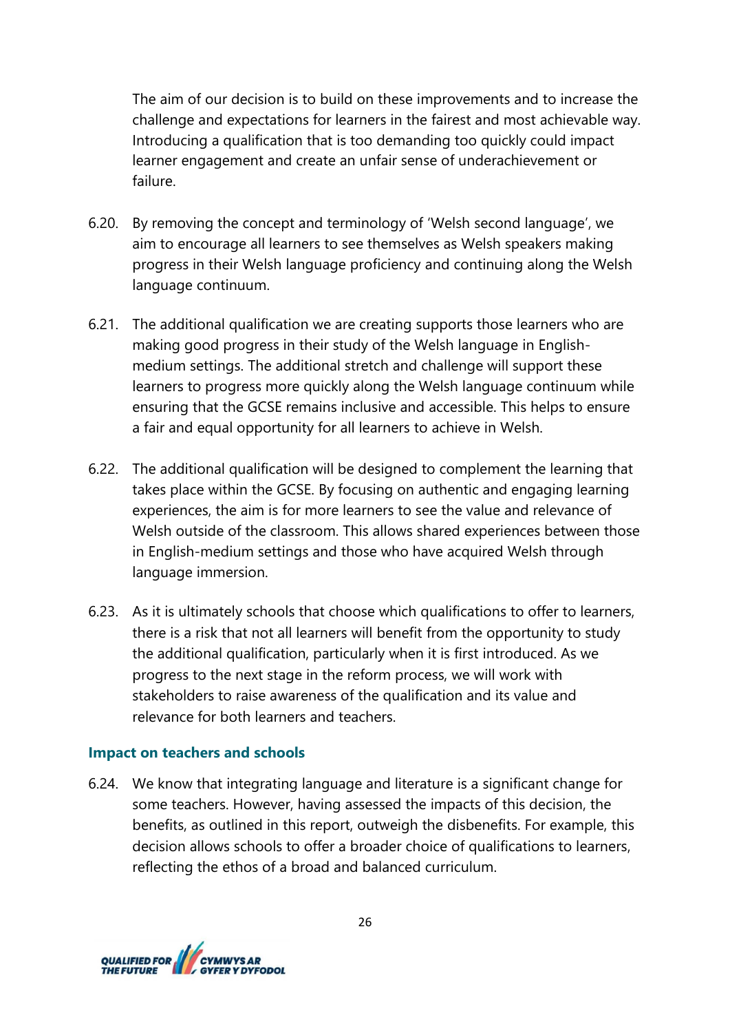The aim of our decision is to build on these improvements and to increase the challenge and expectations for learners in the fairest and most achievable way. Introducing a qualification that is too demanding too quickly could impact learner engagement and create an unfair sense of underachievement or failure.

6.20. By removing the concept and terminology of 'Welsh second language', we aim to encourage all learners to see themselves as Welsh speakers making progress in their Welsh language proficiency and continuing along the Welsh language continuum.

6.21. The additional qualification we are creating supports those learners who are making good progress in their study of the Welsh language in English-medium settings. The additional stretch and challenge will support these learners to progress more quickly along the Welsh language continuum while ensuring that the GCSE remains inclusive and accessible. This helps to ensure a fair and equal opportunity for all learners to achieve in Welsh.

6.22. The additional qualification will be designed to complement the learning that takes place within the GCSE. By focusing on authentic and engaging learning experiences, the aim is for more learners to see the value and relevance of Welsh outside of the classroom. This allows shared experiences between those in English-medium settings and those who have acquired Welsh through language immersion.

6.23. As it is ultimately schools that choose which qualifications to offer to learners, there is a risk that not all learners will benefit from the opportunity to study the additional qualification, particularly when it is first introduced. As we progress to the next stage in the reform process, we will work with stakeholders to raise awareness of the qualification and its value and relevance for both learners and teachers.

### Impact on teachers and schools

6.24. We know that integrating language and literature is a significant change for some teachers. However, having assessed the impacts of this decision, the benefits, as outlined in this report, outweigh the disbenefits. For example, this decision allows schools to offer a broader choice of qualifications to learners, reflecting the ethos of a broad and balanced curriculum.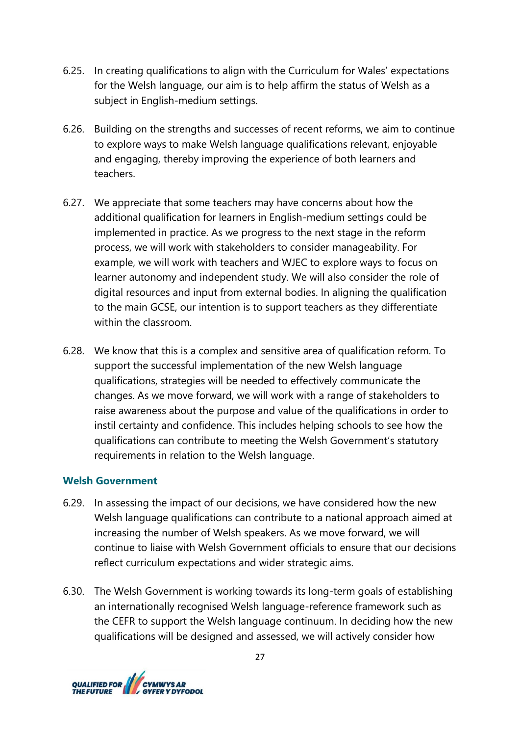6.25. In creating qualifications to align with the Curriculum for Wales' expectations for the Welsh language, our aim is to help affirm the status of Welsh as a subject in English-medium settings.

6.26. Building on the strengths and successes of recent reforms, we aim to continue to explore ways to make Welsh language qualifications relevant, enjoyable and engaging, thereby improving the experience of both learners and teachers.

6.27. We appreciate that some teachers may have concerns about how the additional qualification for learners in English-medium settings could be implemented in practice. As we progress to the next stage in the reform process, we will work with stakeholders to consider manageability. For example, we will work with teachers and WJEC to explore ways to focus on learner autonomy and independent study. We will also consider the role of digital resources and input from external bodies. In aligning the qualification to the main GCSE, our intention is to support teachers as they differentiate within the classroom.

6.28. We know that this is a complex and sensitive area of qualification reform. To support the successful implementation of the new Welsh language qualifications, strategies will be needed to effectively communicate the changes. As we move forward, we will work with a range of stakeholders to raise awareness about the purpose and value of the qualifications in order to instil certainty and confidence. This includes helping schools to see how the qualifications can contribute to meeting the Welsh Government's statutory requirements in relation to the Welsh language.

### Welsh Government

6.29. In assessing the impact of our decisions, we have considered how the new Welsh language qualifications can contribute to a national approach aimed at increasing the number of Welsh speakers. As we move forward, we will continue to liaise with Welsh Government officials to ensure that our decisions reflect curriculum expectations and wider strategic aims.

6.30. The Welsh Government is working towards its long-term goals of establishing an internationally recognised Welsh language-reference framework such as the CEFR to support the Welsh language continuum. In deciding how the new qualifications will be designed and assessed, we will actively consider how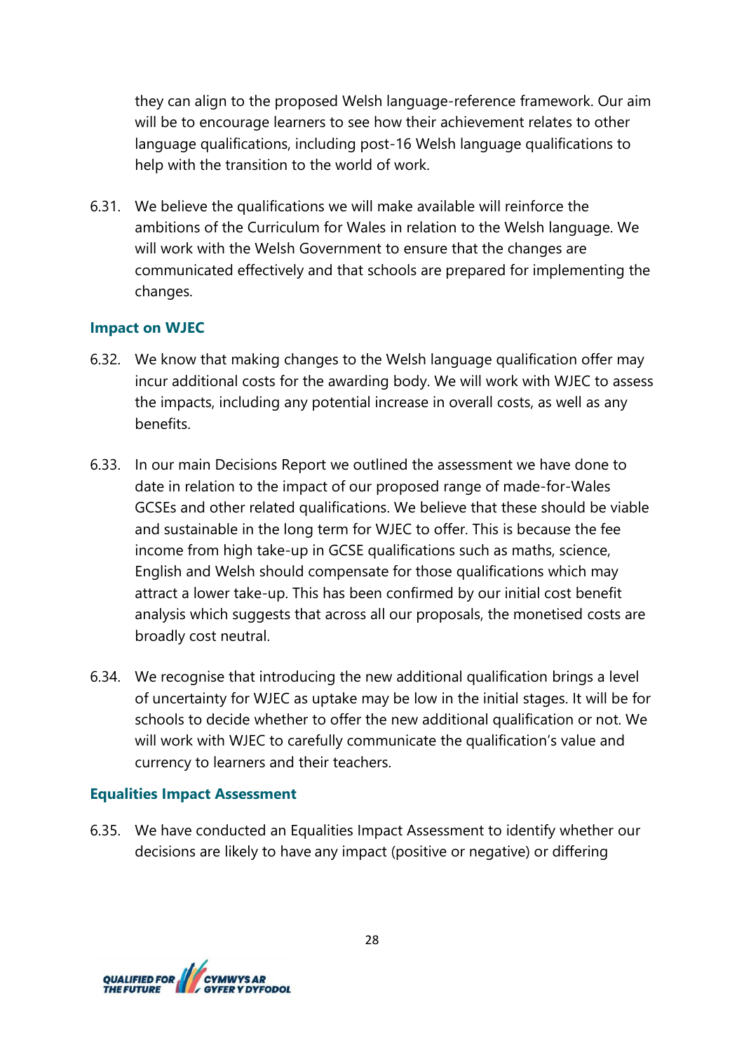they can align to the proposed Welsh language-reference framework. Our aim will be to encourage learners to see how their achievement relates to other language qualifications, including post-16 Welsh language qualifications to help with the transition to the world of work.

6.31. We believe the qualifications we will make available will reinforce the ambitions of the Curriculum for Wales in relation to the Welsh language. We will work with the Welsh Government to ensure that the changes are communicated effectively and that schools are prepared for implementing the changes.

### Impact on WJEC

6.32. We know that making changes to the Welsh language qualification offer may incur additional costs for the awarding body. We will work with WJEC to assess the impacts, including any potential increase in overall costs, as well as any benefits.

6.33. In our main Decisions Report we outlined the assessment we have done to date in relation to the impact of our proposed range of made-for-Wales GCSEs and other related qualifications. We believe that these should be viable and sustainable in the long term for WJEC to offer. This is because the fee income from high take-up in GCSE qualifications such as maths, science, English and Welsh should compensate for those qualifications which may attract a lower take-up. This has been confirmed by our initial cost benefit analysis which suggests that across all our proposals, the monetised costs are broadly cost neutral.

6.34. We recognise that introducing the new additional qualification brings a level of uncertainty for WJEC as uptake may be low in the initial stages. It will be for schools to decide whether to offer the new additional qualification or not. We will work with WJEC to carefully communicate the qualification's value and currency to learners and their teachers.

### Equalities Impact Assessment

6.35. We have conducted an Equalities Impact Assessment to identify whether our decisions are likely to have any impact (positive or negative) or differing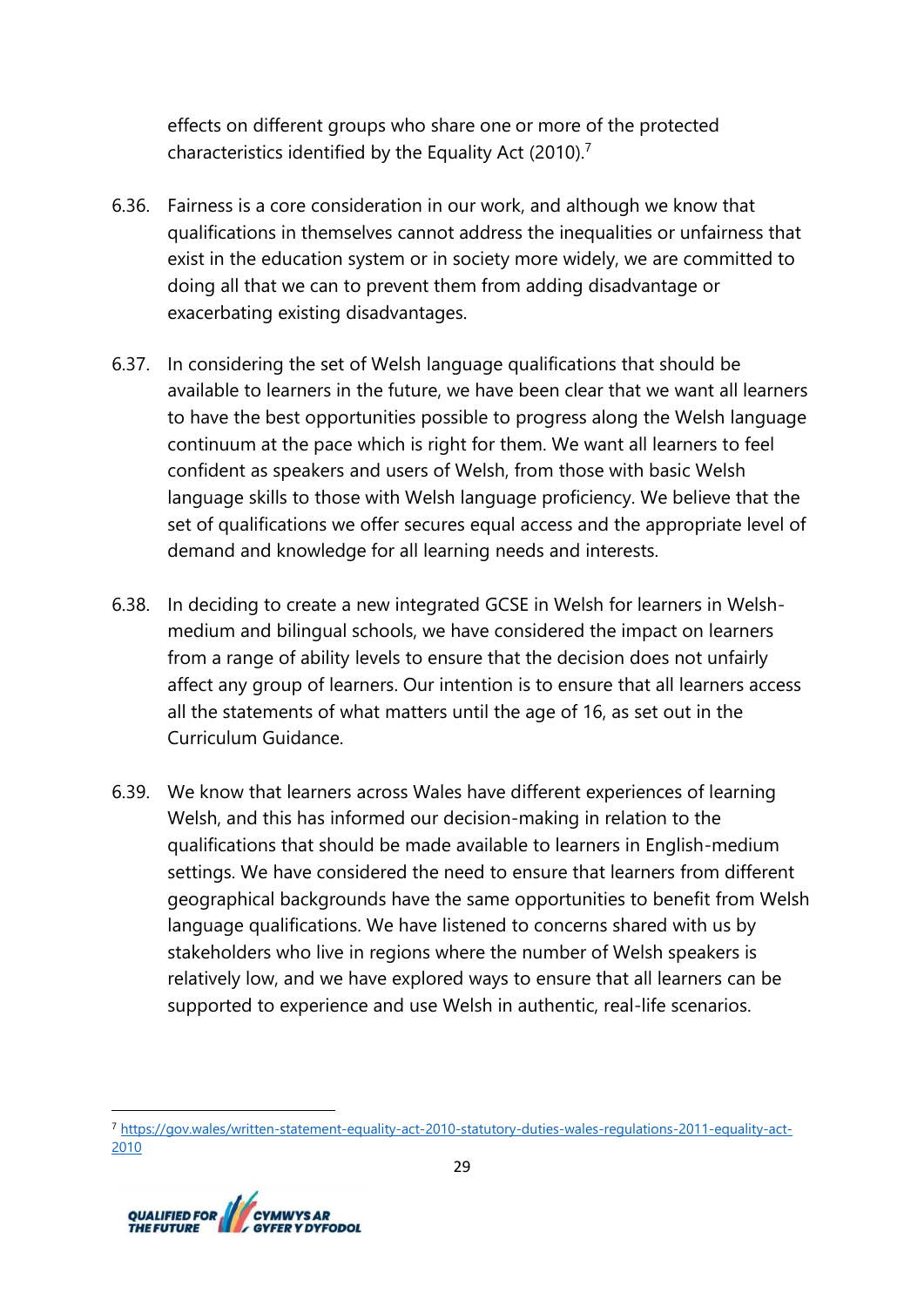effects on different groups who share one or more of the protected characteristics identified by the Equality Act (2010).[7]

6.36. Fairness is a core consideration in our work, and although we know that qualifications in themselves cannot address the inequalities or unfairness that exist in the education system or in society more widely, we are committed to doing all that we can to prevent them from adding disadvantage or exacerbating existing disadvantages.

6.37. In considering the set of Welsh language qualifications that should be available to learners in the future, we have been clear that we want all learners to have the best opportunities possible to progress along the Welsh language continuum at the pace which is right for them. We want all learners to feel confident as speakers and users of Welsh, from those with basic Welsh language skills to those with Welsh language proficiency. We believe that the set of qualifications we offer secures equal access and the appropriate level of demand and knowledge for all learning needs and interests.

6.38. In deciding to create a new integrated GCSE in Welsh for learners in Welsh-medium and bilingual schools, we have considered the impact on learners from a range of ability levels to ensure that the decision does not unfairly affect any group of learners. Our intention is to ensure that all learners access all the statements of what matters until the age of 16, as set out in the Curriculum Guidance.

6.39. We know that learners across Wales have different experiences of learning Welsh, and this has informed our decision-making in relation to the qualifications that should be made available to learners in English-medium settings. We have considered the need to ensure that learners from different geographical backgrounds have the same opportunities to benefit from Welsh language qualifications. We have listened to concerns shared with us by stakeholders who live in regions where the number of Welsh speakers is relatively low, and we have explored ways to ensure that all learners can be supported to experience and use Welsh in authentic, real-life scenarios.

---

[7] https://gov.wales/written-statement-equality-act-2010-statutory-duties-wales-regulations-2011-equality-act-2010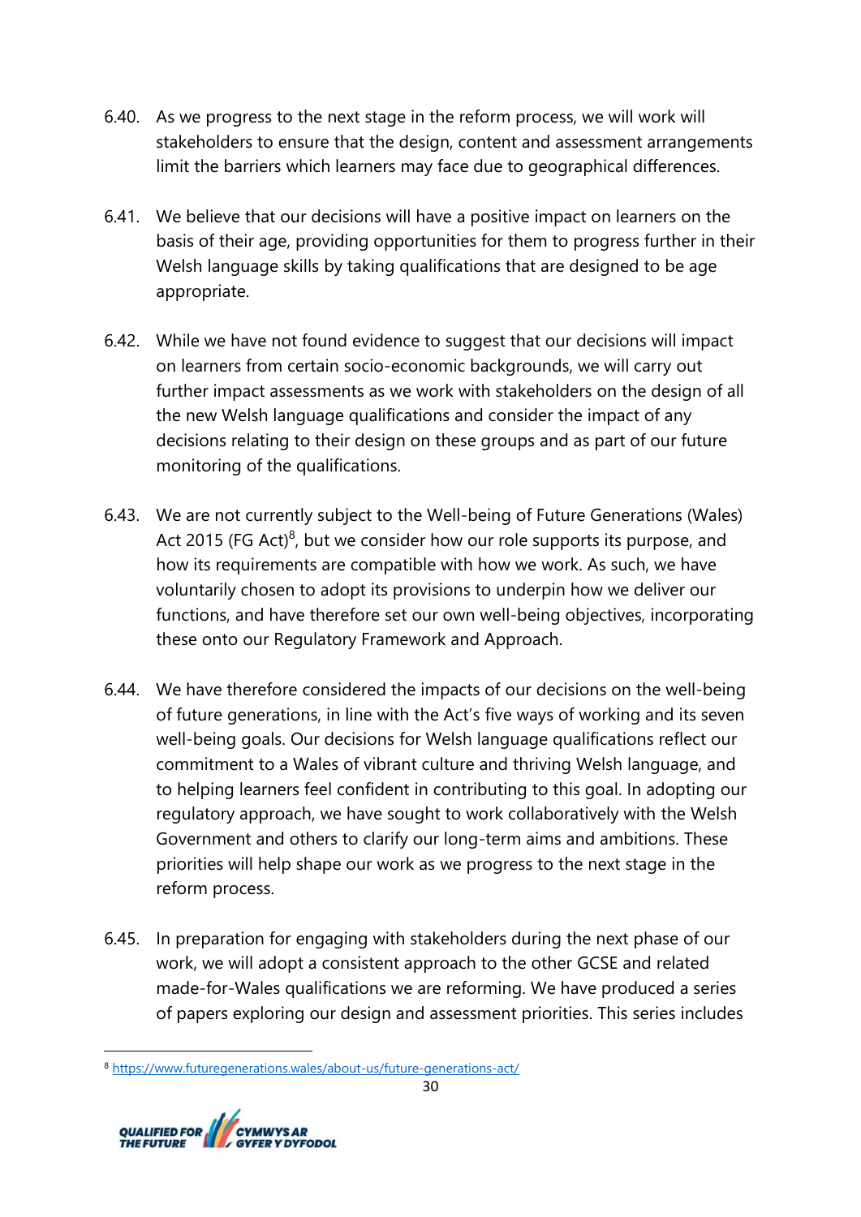6.40. As we progress to the next stage in the reform process, we will work will stakeholders to ensure that the design, content and assessment arrangements limit the barriers which learners may face due to geographical differences.

6.41. We believe that our decisions will have a positive impact on learners on the basis of their age, providing opportunities for them to progress further in their Welsh language skills by taking qualifications that are designed to be age appropriate.

6.42. While we have not found evidence to suggest that our decisions will impact on learners from certain socio-economic backgrounds, we will carry out further impact assessments as we work with stakeholders on the design of all the new Welsh language qualifications and consider the impact of any decisions relating to their design on these groups and as part of our future monitoring of the qualifications.

6.43. We are not currently subject to the Well-being of Future Generations (Wales) Act 2015 (FG Act)[8], but we consider how our role supports its purpose, and how its requirements are compatible with how we work. As such, we have voluntarily chosen to adopt its provisions to underpin how we deliver our functions, and have therefore set our own well-being objectives, incorporating these onto our Regulatory Framework and Approach.

6.44. We have therefore considered the impacts of our decisions on the well-being of future generations, in line with the Act's five ways of working and its seven well-being goals. Our decisions for Welsh language qualifications reflect our commitment to a Wales of vibrant culture and thriving Welsh language, and to helping learners feel confident in contributing to this goal. In adopting our regulatory approach, we have sought to work collaboratively with the Welsh Government and others to clarify our long-term aims and ambitions. These priorities will help shape our work as we progress to the next stage in the reform process.

6.45. In preparation for engaging with stakeholders during the next phase of our work, we will adopt a consistent approach to the other GCSE and related made-for-Wales qualifications we are reforming. We have produced a series of papers exploring our design and assessment priorities. This series includes

[8] https://www.futuregenerations.wales/about-us/future-generations-act/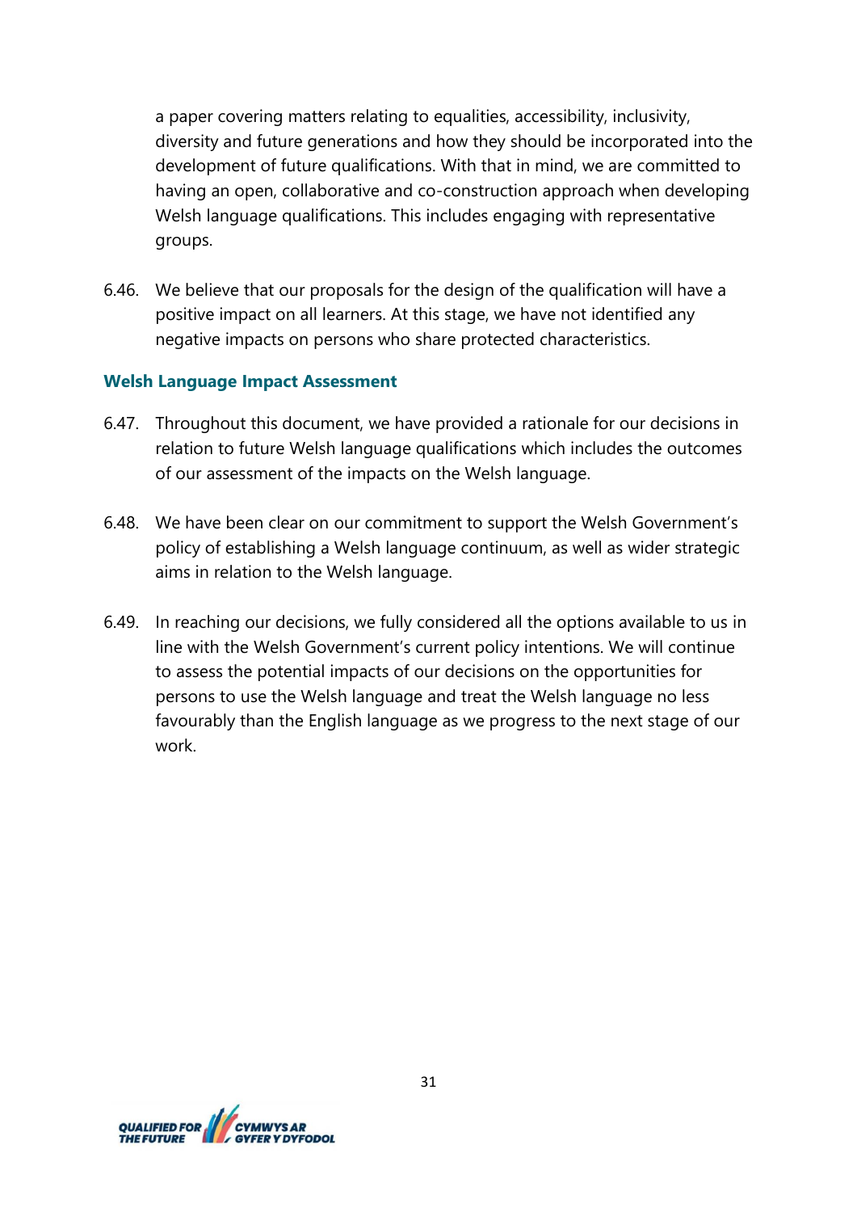a paper covering matters relating to equalities, accessibility, inclusivity, diversity and future generations and how they should be incorporated into the development of future qualifications. With that in mind, we are committed to having an open, collaborative and co-construction approach when developing Welsh language qualifications. This includes engaging with representative groups.

6.46. We believe that our proposals for the design of the qualification will have a positive impact on all learners. At this stage, we have not identified any negative impacts on persons who share protected characteristics.

### Welsh Language Impact Assessment

6.47. Throughout this document, we have provided a rationale for our decisions in relation to future Welsh language qualifications which includes the outcomes of our assessment of the impacts on the Welsh language.

6.48. We have been clear on our commitment to support the Welsh Government's policy of establishing a Welsh language continuum, as well as wider strategic aims in relation to the Welsh language.

6.49. In reaching our decisions, we fully considered all the options available to us in line with the Welsh Government's current policy intentions. We will continue to assess the potential impacts of our decisions on the opportunities for persons to use the Welsh language and treat the Welsh language no less favourably than the English language as we progress to the next stage of our work.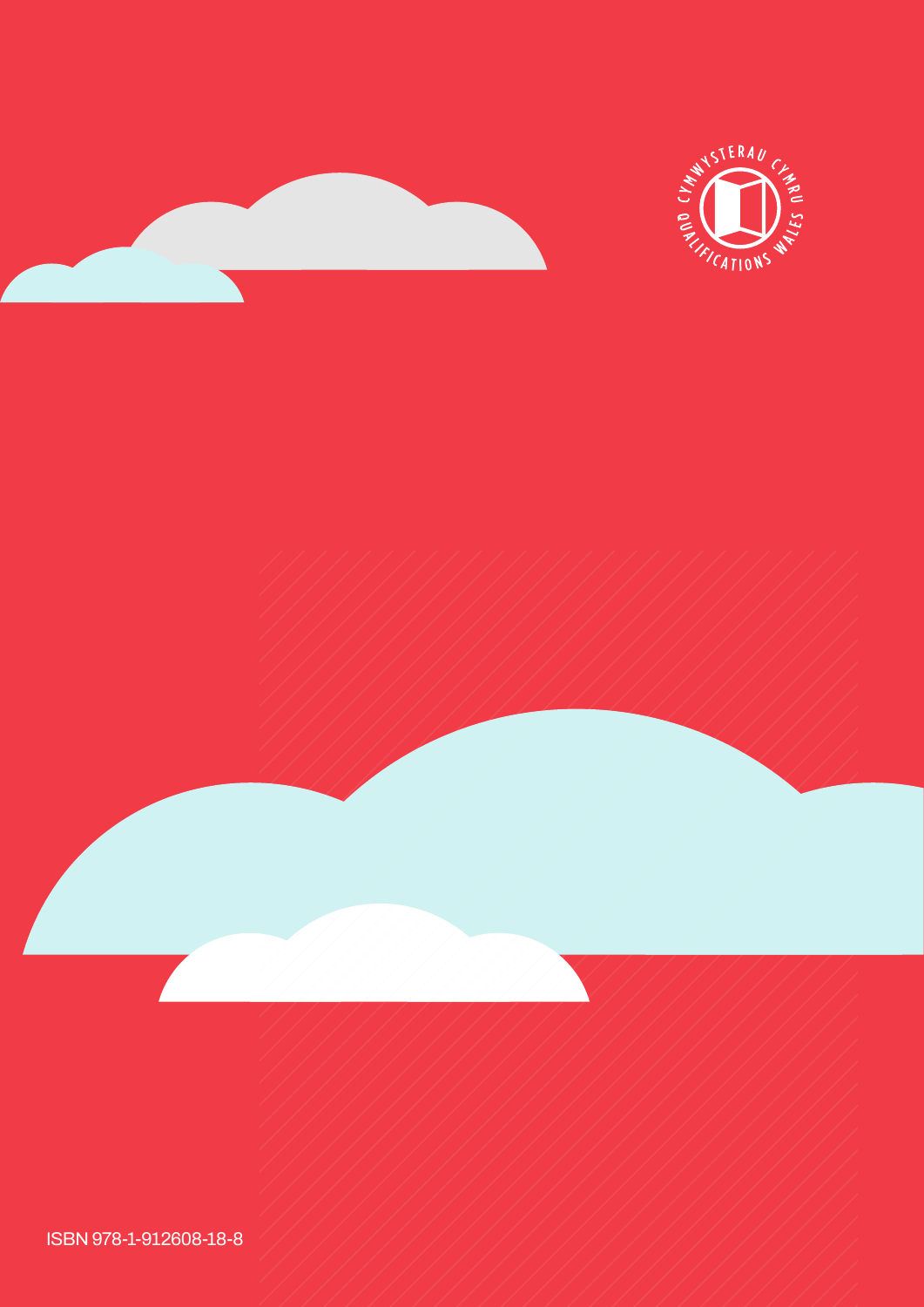CYMWYSTERAU CYMRU QUALIFICATIONS WALES

ISBN 978-1-912608-18-8